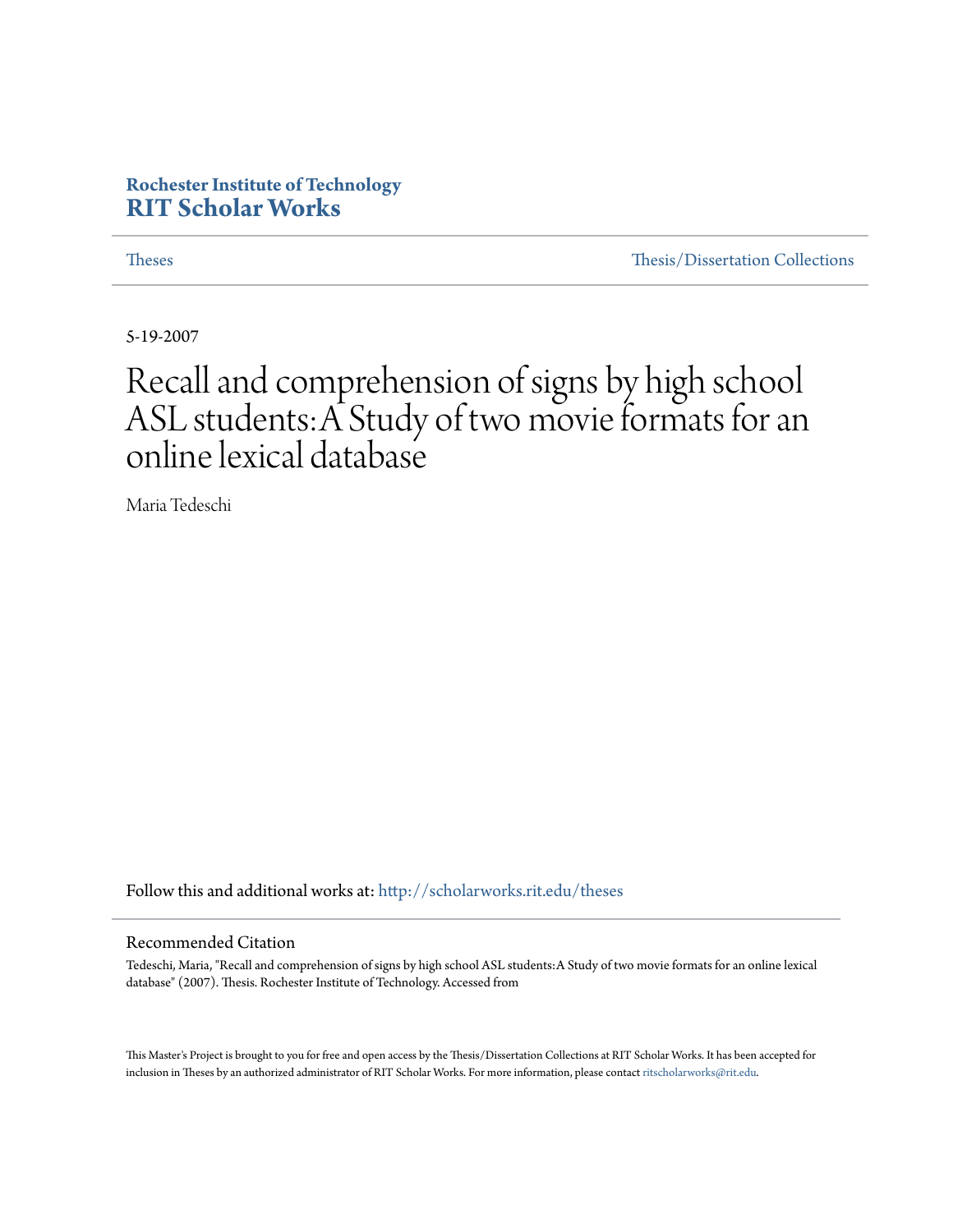Rochester Institute of Technology
**RIT Scholar Works**

Theses | Thesis/Dissertation Collections

5-19-2007

# Recall and comprehension of signs by high school ASL students: A Study of two movie formats for an online lexical database

Maria Tedeschi

Follow this and additional works at: http://scholarworks.rit.edu/theses

## Recommended Citation

Tedeschi, Maria, "Recall and comprehension of signs by high school ASL students: A Study of two movie formats for an online lexical database" (2007). Thesis. Rochester Institute of Technology. Accessed from

This Master's Project is brought to you for free and open access by the Thesis/Dissertation Collections at RIT Scholar Works. It has been accepted for inclusion in Theses by an authorized administrator of RIT Scholar Works. For more information, please contact ritscholarworks@rit.edu.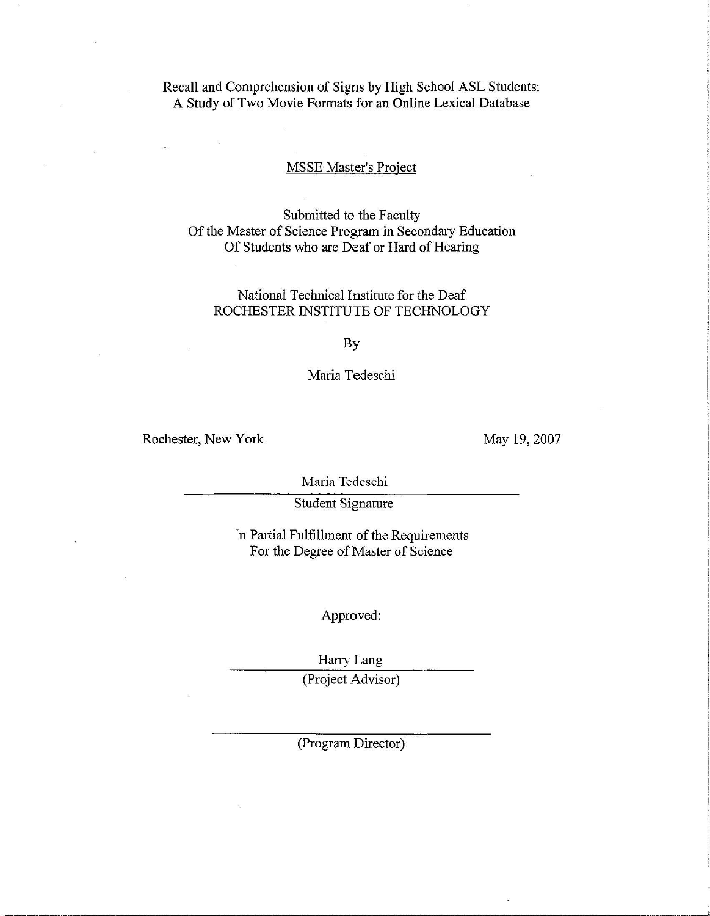Recall and Comprehension of Signs by High School ASL Students:
A Study of Two Movie Formats for an Online Lexical Database

MSSE Master's Project

Submitted to the Faculty
Of the Master of Science Program in Secondary Education
Of Students who are Deaf or Hard of Hearing

National Technical Institute for the Deaf
ROCHESTER INSTITUTE OF TECHNOLOGY

By

Maria Tedeschi

Rochester, New York

May 19, 2007

Maria Tedeschi

Student Signature

In Partial Fulfillment of the Requirements
For the Degree of Master of Science

Approved:

Harry Lang

(Project Advisor)

(Program Director)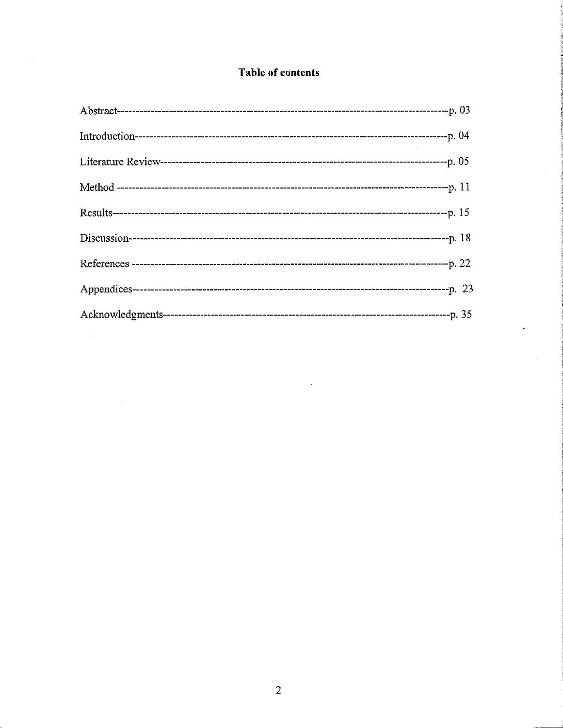# Table of contents

Abstract------------------------------------------------------------------------------------------p. 03

Introduction---------------------------------------------------------------------------------------p. 04

Literature Review-------------------------------------------------------------------------------p. 05

Method ------------------------------------------------------------------------------------------p. 11

Results-------------------------------------------------------------------------------------------p. 15

Discussion----------------------------------------------------------------------------------------p. 18

References ---------------------------------------------------------------------------------------p. 22

Appendices---------------------------------------------------------------------------------------p. 23

Acknowledgments-------------------------------------------------------------------------------p. 35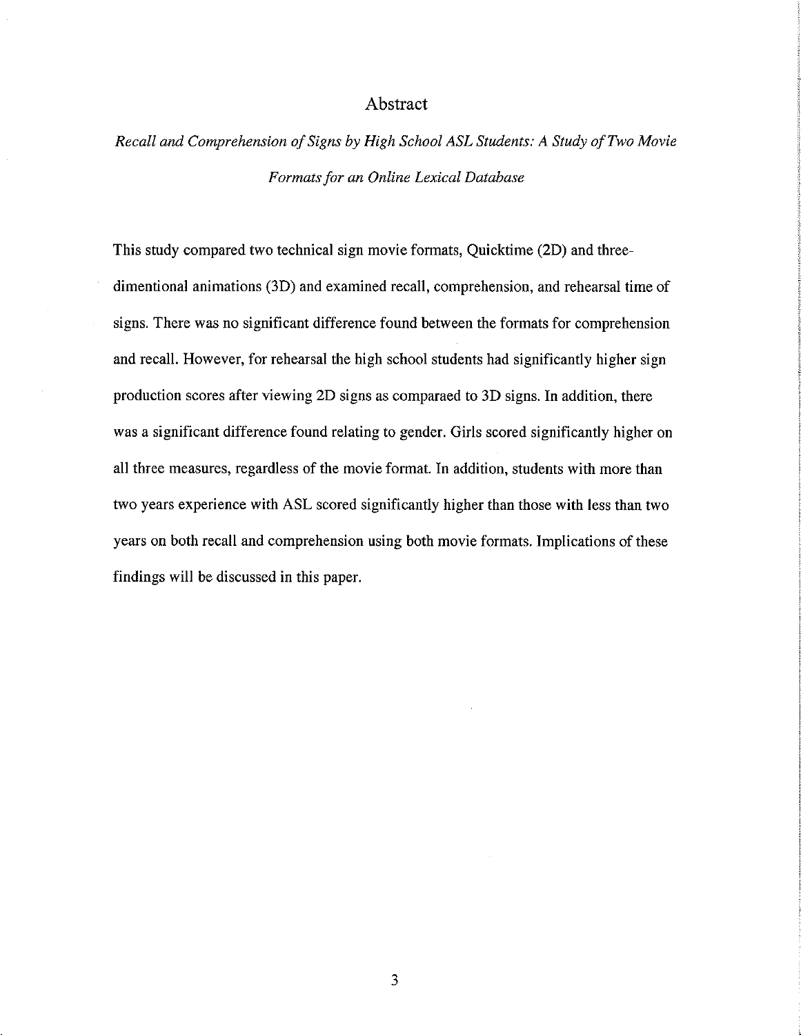# Abstract

*Recall and Comprehension of Signs by High School ASL Students: A Study of Two Movie Formats for an Online Lexical Database*

This study compared two technical sign movie formats, Quicktime (2D) and three-dimentional animations (3D) and examined recall, comprehension, and rehearsal time of signs. There was no significant difference found between the formats for comprehension and recall. However, for rehearsal the high school students had significantly higher sign production scores after viewing 2D signs as comparaed to 3D signs. In addition, there was a significant difference found relating to gender. Girls scored significantly higher on all three measures, regardless of the movie format. In addition, students with more than two years experience with ASL scored significantly higher than those with less than two years on both recall and comprehension using both movie formats. Implications of these findings will be discussed in this paper.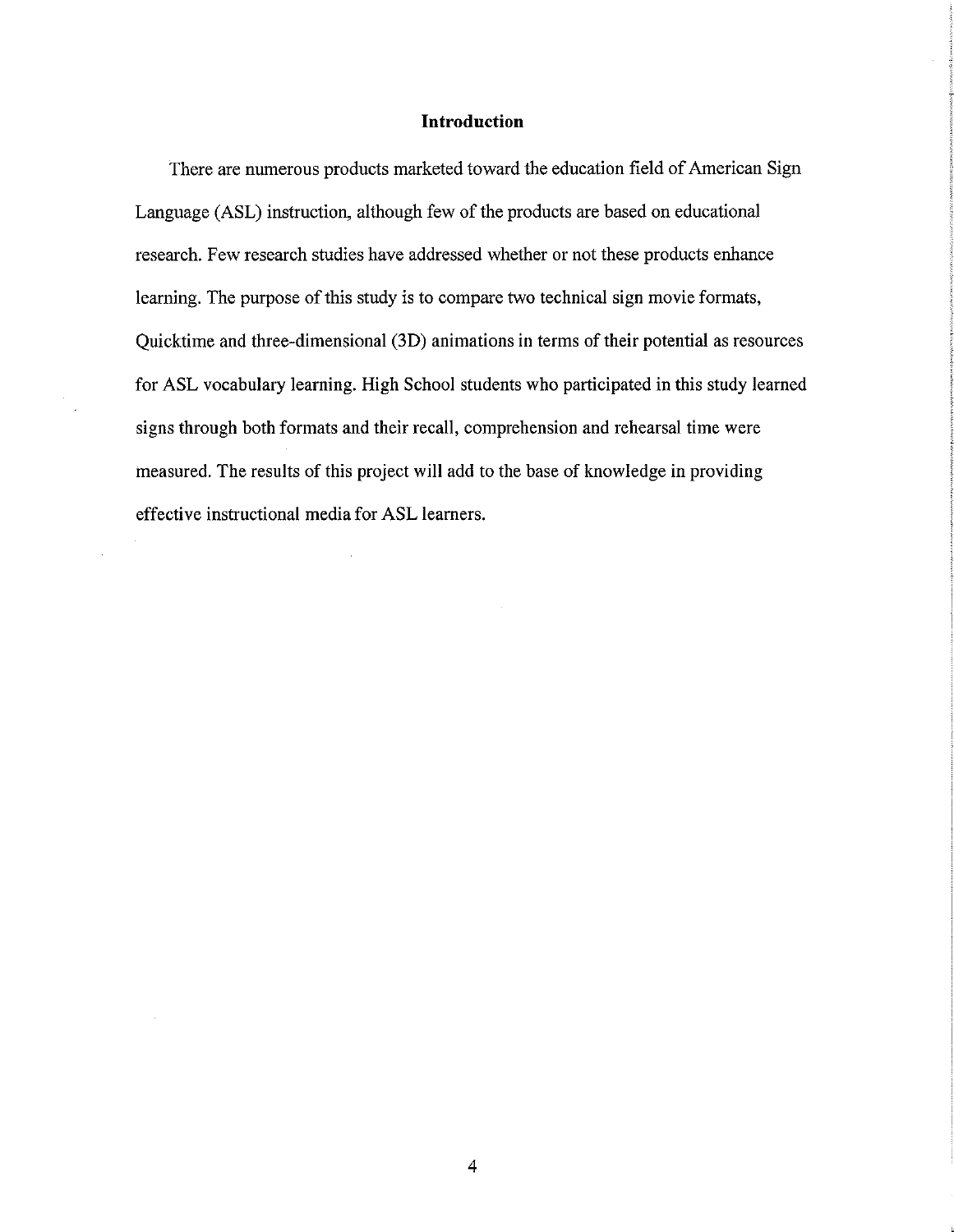# Introduction

There are numerous products marketed toward the education field of American Sign Language (ASL) instruction, although few of the products are based on educational research. Few research studies have addressed whether or not these products enhance learning. The purpose of this study is to compare two technical sign movie formats, Quicktime and three-dimensional (3D) animations in terms of their potential as resources for ASL vocabulary learning. High School students who participated in this study learned signs through both formats and their recall, comprehension and rehearsal time were measured. The results of this project will add to the base of knowledge in providing effective instructional media for ASL learners.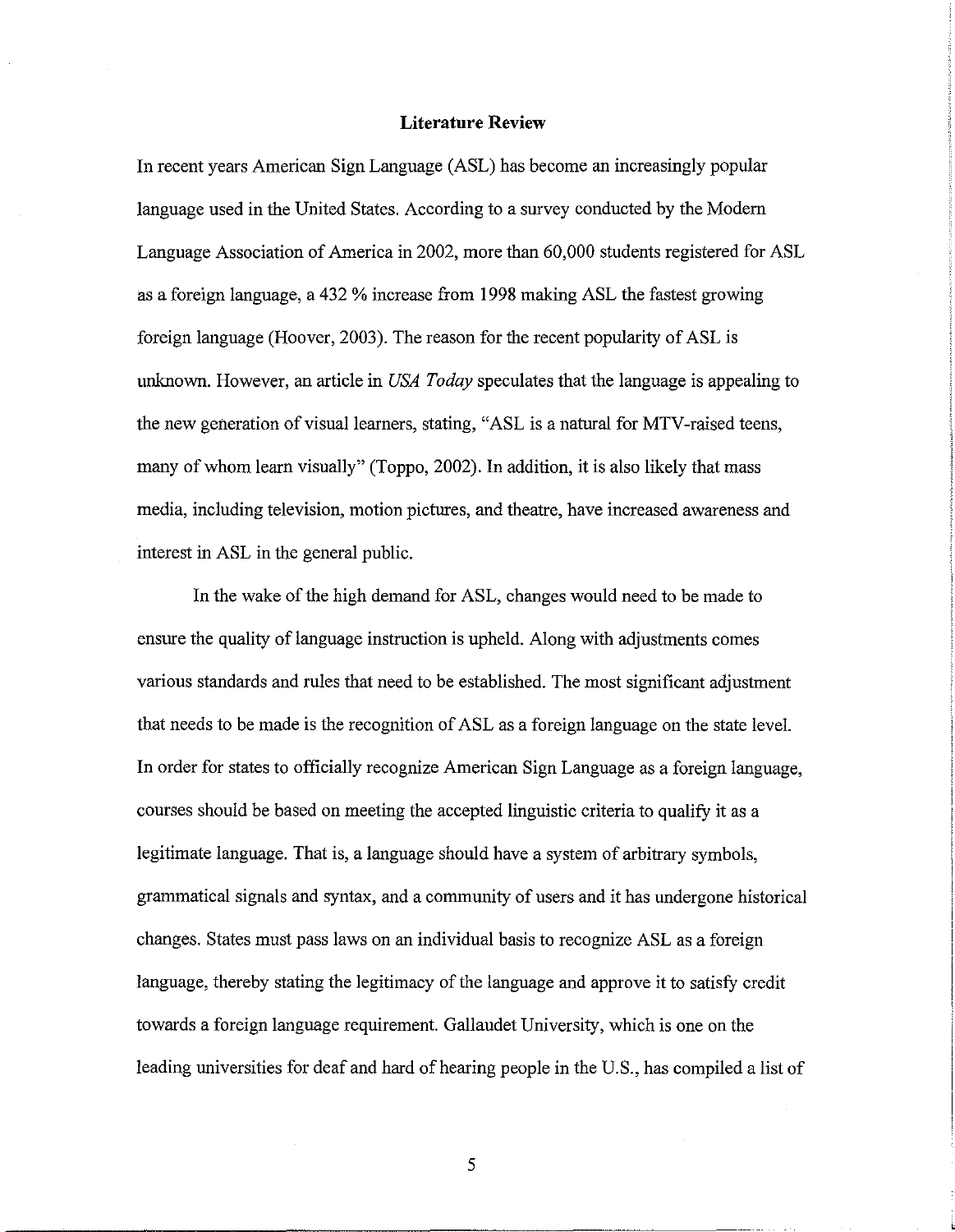## Literature Review

In recent years American Sign Language (ASL) has become an increasingly popular language used in the United States. According to a survey conducted by the Modern Language Association of America in 2002, more than 60,000 students registered for ASL as a foreign language, a 432 % increase from 1998 making ASL the fastest growing foreign language (Hoover, 2003). The reason for the recent popularity of ASL is unknown. However, an article in *USA Today* speculates that the language is appealing to the new generation of visual learners, stating, "ASL is a natural for MTV-raised teens, many of whom learn visually" (Toppo, 2002). In addition, it is also likely that mass media, including television, motion pictures, and theatre, have increased awareness and interest in ASL in the general public.

In the wake of the high demand for ASL, changes would need to be made to ensure the quality of language instruction is upheld. Along with adjustments comes various standards and rules that need to be established. The most significant adjustment that needs to be made is the recognition of ASL as a foreign language on the state level. In order for states to officially recognize American Sign Language as a foreign language, courses should be based on meeting the accepted linguistic criteria to qualify it as a legitimate language. That is, a language should have a system of arbitrary symbols, grammatical signals and syntax, and a community of users and it has undergone historical changes. States must pass laws on an individual basis to recognize ASL as a foreign language, thereby stating the legitimacy of the language and approve it to satisfy credit towards a foreign language requirement. Gallaudet University, which is one on the leading universities for deaf and hard of hearing people in the U.S., has compiled a list of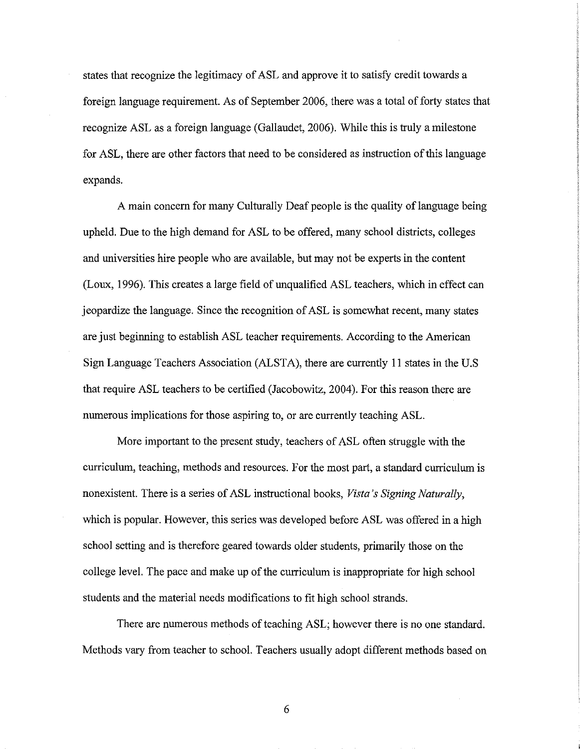states that recognize the legitimacy of ASL and approve it to satisfy credit towards a foreign language requirement. As of September 2006, there was a total of forty states that recognize ASL as a foreign language (Gallaudet, 2006). While this is truly a milestone for ASL, there are other factors that need to be considered as instruction of this language expands.

A main concern for many Culturally Deaf people is the quality of language being upheld. Due to the high demand for ASL to be offered, many school districts, colleges and universities hire people who are available, but may not be experts in the content (Loux, 1996). This creates a large field of unqualified ASL teachers, which in effect can jeopardize the language. Since the recognition of ASL is somewhat recent, many states are just beginning to establish ASL teacher requirements. According to the American Sign Language Teachers Association (ALSTA), there are currently 11 states in the U.S that require ASL teachers to be certified (Jacobowitz, 2004). For this reason there are numerous implications for those aspiring to, or are currently teaching ASL.

More important to the present study, teachers of ASL often struggle with the curriculum, teaching, methods and resources. For the most part, a standard curriculum is nonexistent. There is a series of ASL instructional books, *Vista's Signing Naturally*, which is popular. However, this series was developed before ASL was offered in a high school setting and is therefore geared towards older students, primarily those on the college level. The pace and make up of the curriculum is inappropriate for high school students and the material needs modifications to fit high school strands.

There are numerous methods of teaching ASL; however there is no one standard. Methods vary from teacher to school. Teachers usually adopt different methods based on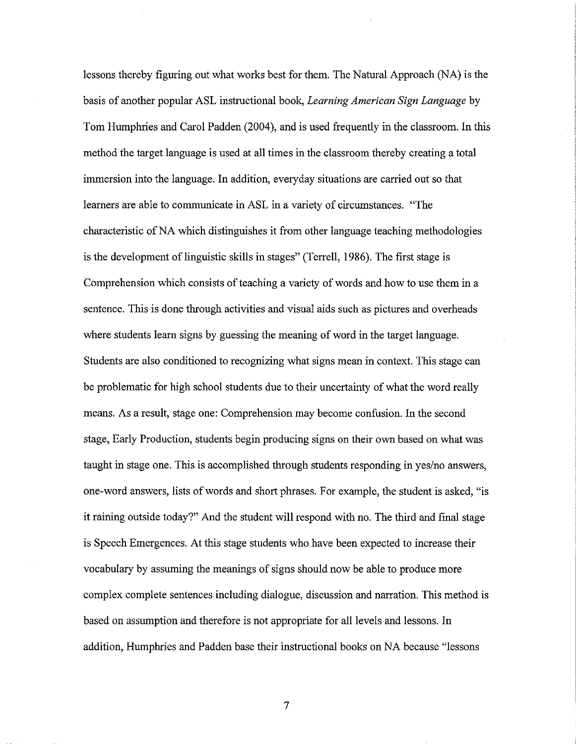lessons thereby figuring out what works best for them. The Natural Approach (NA) is the basis of another popular ASL instructional book, *Learning American Sign Language* by Tom Humphries and Carol Padden (2004), and is used frequently in the classroom. In this method the target language is used at all times in the classroom thereby creating a total immersion into the language. In addition, everyday situations are carried out so that learners are able to communicate in ASL in a variety of circumstances. "The characteristic of NA which distinguishes it from other language teaching methodologies is the development of linguistic skills in stages" (Terrell, 1986). The first stage is Comprehension which consists of teaching a variety of words and how to use them in a sentence. This is done through activities and visual aids such as pictures and overheads where students learn signs by guessing the meaning of word in the target language. Students are also conditioned to recognizing what signs mean in context. This stage can be problematic for high school students due to their uncertainty of what the word really means. As a result, stage one: Comprehension may become confusion. In the second stage, Early Production, students begin producing signs on their own based on what was taught in stage one. This is accomplished through students responding in yes/no answers, one-word answers, lists of words and short phrases. For example, the student is asked, "is it raining outside today?" And the student will respond with no. The third and final stage is Speech Emergences. At this stage students who have been expected to increase their vocabulary by assuming the meanings of signs should now be able to produce more complex complete sentences including dialogue, discussion and narration. This method is based on assumption and therefore is not appropriate for all levels and lessons. In addition, Humphries and Padden base their instructional books on NA because "lessons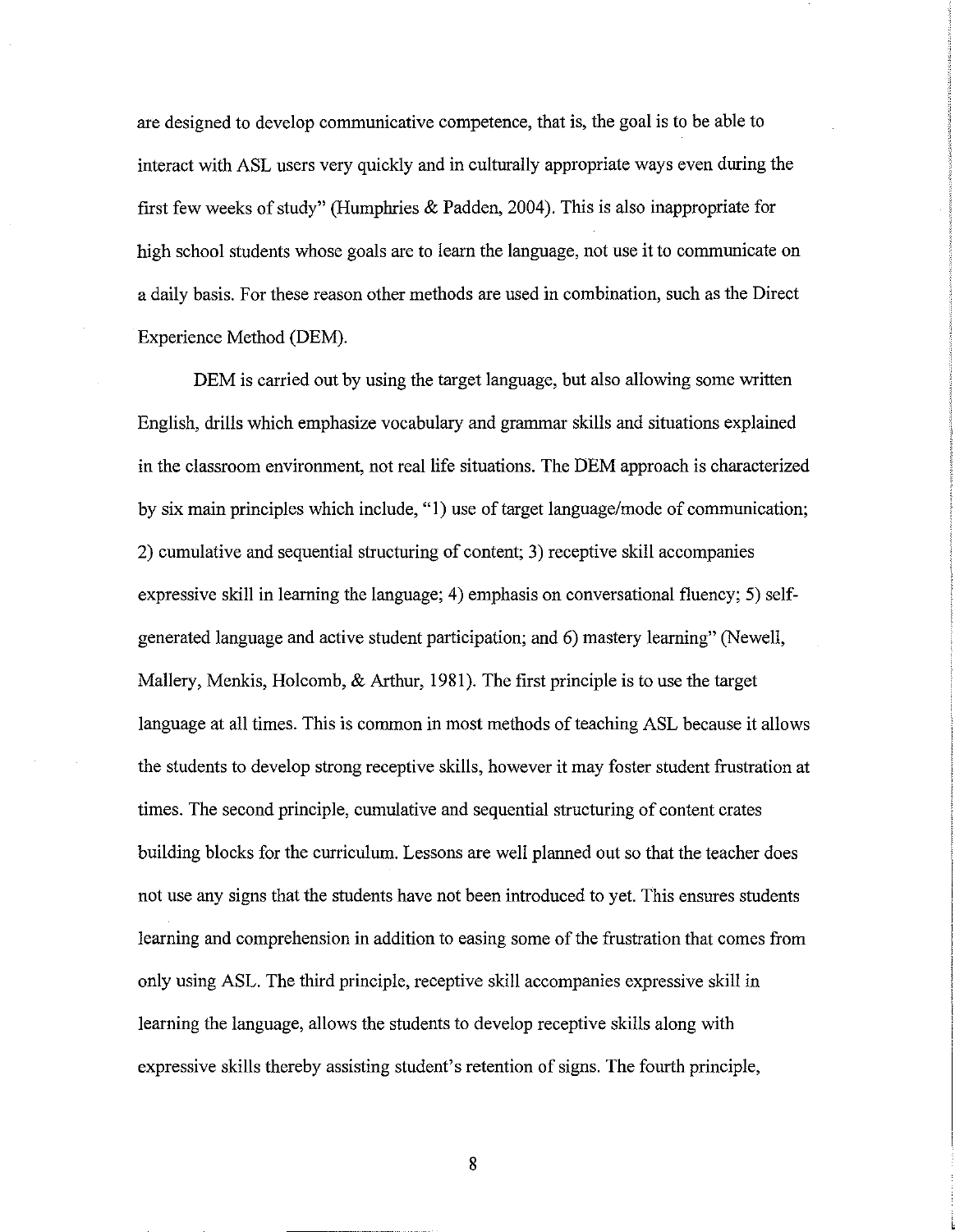are designed to develop communicative competence, that is, the goal is to be able to interact with ASL users very quickly and in culturally appropriate ways even during the first few weeks of study" (Humphries & Padden, 2004). This is also inappropriate for high school students whose goals are to learn the language, not use it to communicate on a daily basis. For these reason other methods are used in combination, such as the Direct Experience Method (DEM).

DEM is carried out by using the target language, but also allowing some written English, drills which emphasize vocabulary and grammar skills and situations explained in the classroom environment, not real life situations. The DEM approach is characterized by six main principles which include, "1) use of target language/mode of communication; 2) cumulative and sequential structuring of content; 3) receptive skill accompanies expressive skill in learning the language; 4) emphasis on conversational fluency; 5) self-generated language and active student participation; and 6) mastery learning" (Newell, Mallery, Menkis, Holcomb, & Arthur, 1981). The first principle is to use the target language at all times. This is common in most methods of teaching ASL because it allows the students to develop strong receptive skills, however it may foster student frustration at times. The second principle, cumulative and sequential structuring of content crates building blocks for the curriculum. Lessons are well planned out so that the teacher does not use any signs that the students have not been introduced to yet. This ensures students learning and comprehension in addition to easing some of the frustration that comes from only using ASL. The third principle, receptive skill accompanies expressive skill in learning the language, allows the students to develop receptive skills along with expressive skills thereby assisting student's retention of signs. The fourth principle,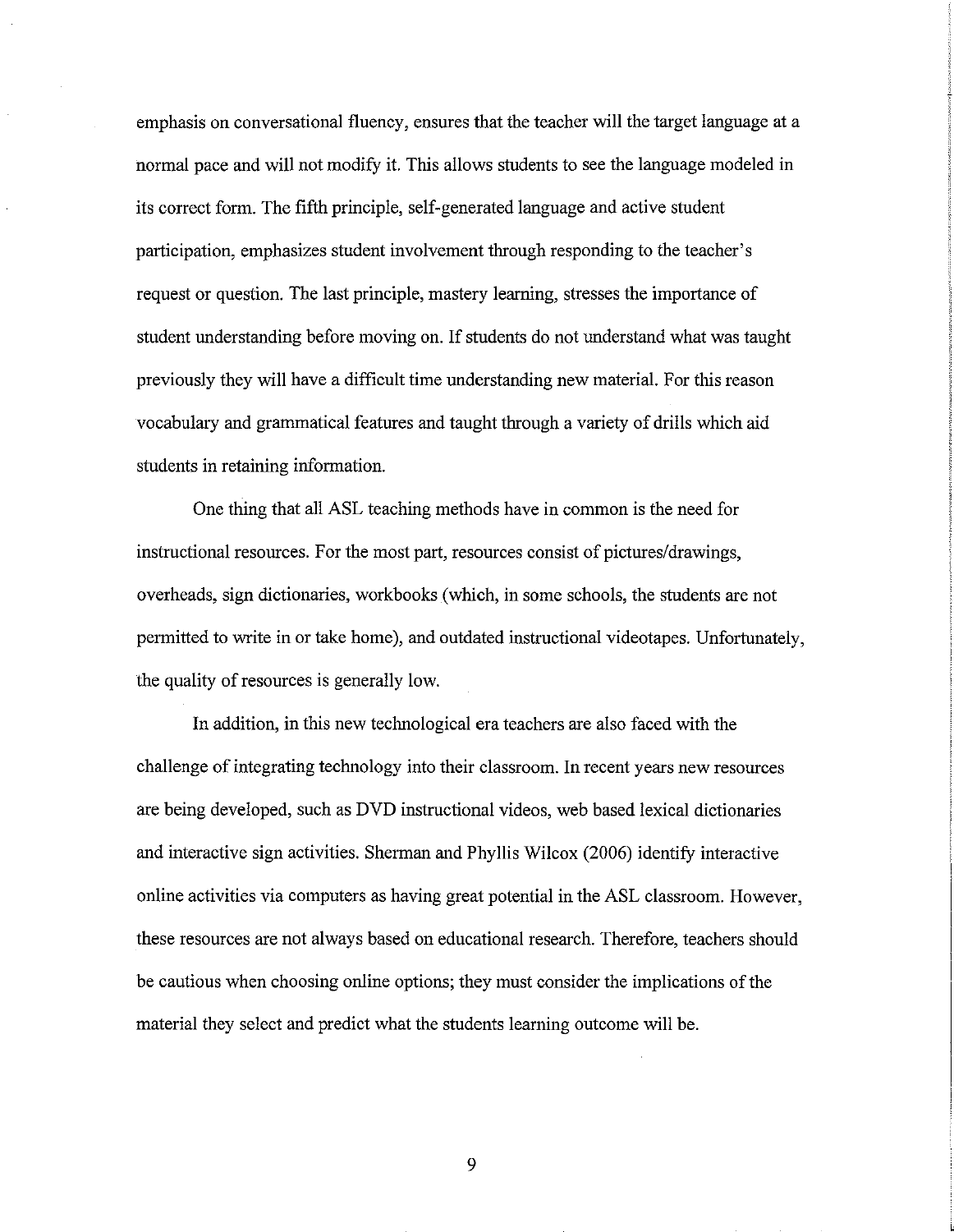emphasis on conversational fluency, ensures that the teacher will the target language at a normal pace and will not modify it. This allows students to see the language modeled in its correct form. The fifth principle, self-generated language and active student participation, emphasizes student involvement through responding to the teacher's request or question. The last principle, mastery learning, stresses the importance of student understanding before moving on. If students do not understand what was taught previously they will have a difficult time understanding new material. For this reason vocabulary and grammatical features and taught through a variety of drills which aid students in retaining information.

One thing that all ASL teaching methods have in common is the need for instructional resources. For the most part, resources consist of pictures/drawings, overheads, sign dictionaries, workbooks (which, in some schools, the students are not permitted to write in or take home), and outdated instructional videotapes. Unfortunately, the quality of resources is generally low.

In addition, in this new technological era teachers are also faced with the challenge of integrating technology into their classroom. In recent years new resources are being developed, such as DVD instructional videos, web based lexical dictionaries and interactive sign activities. Sherman and Phyllis Wilcox (2006) identify interactive online activities via computers as having great potential in the ASL classroom. However, these resources are not always based on educational research. Therefore, teachers should be cautious when choosing online options; they must consider the implications of the material they select and predict what the students learning outcome will be.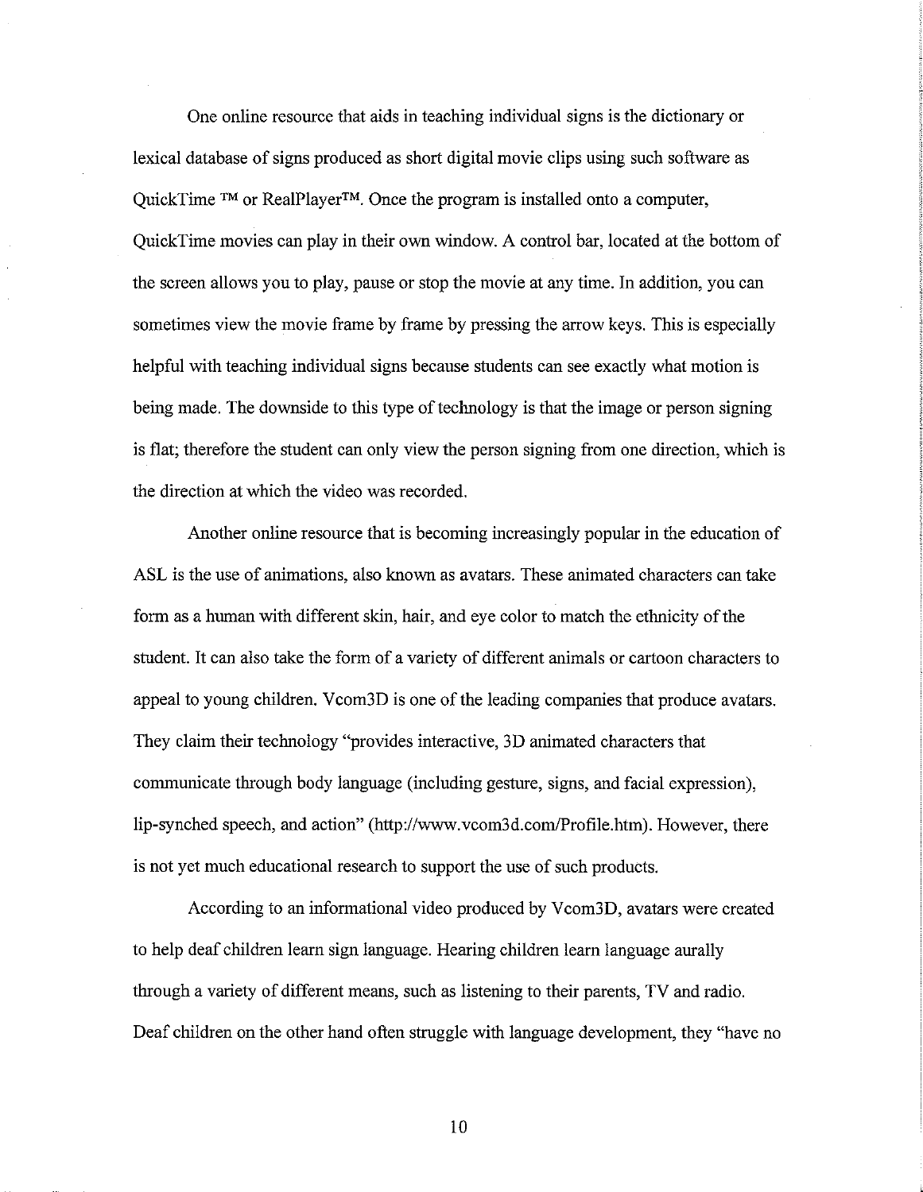One online resource that aids in teaching individual signs is the dictionary or lexical database of signs produced as short digital movie clips using such software as QuickTime ™ or RealPlayer™. Once the program is installed onto a computer, QuickTime movies can play in their own window. A control bar, located at the bottom of the screen allows you to play, pause or stop the movie at any time. In addition, you can sometimes view the movie frame by frame by pressing the arrow keys. This is especially helpful with teaching individual signs because students can see exactly what motion is being made. The downside to this type of technology is that the image or person signing is flat; therefore the student can only view the person signing from one direction, which is the direction at which the video was recorded.

Another online resource that is becoming increasingly popular in the education of ASL is the use of animations, also known as avatars. These animated characters can take form as a human with different skin, hair, and eye color to match the ethnicity of the student. It can also take the form of a variety of different animals or cartoon characters to appeal to young children. Vcom3D is one of the leading companies that produce avatars. They claim their technology "provides interactive, 3D animated characters that communicate through body language (including gesture, signs, and facial expression), lip-synched speech, and action" (http://www.vcom3d.com/Profile.htm). However, there is not yet much educational research to support the use of such products.

According to an informational video produced by Vcom3D, avatars were created to help deaf children learn sign language. Hearing children learn language aurally through a variety of different means, such as listening to their parents, TV and radio. Deaf children on the other hand often struggle with language development, they "have no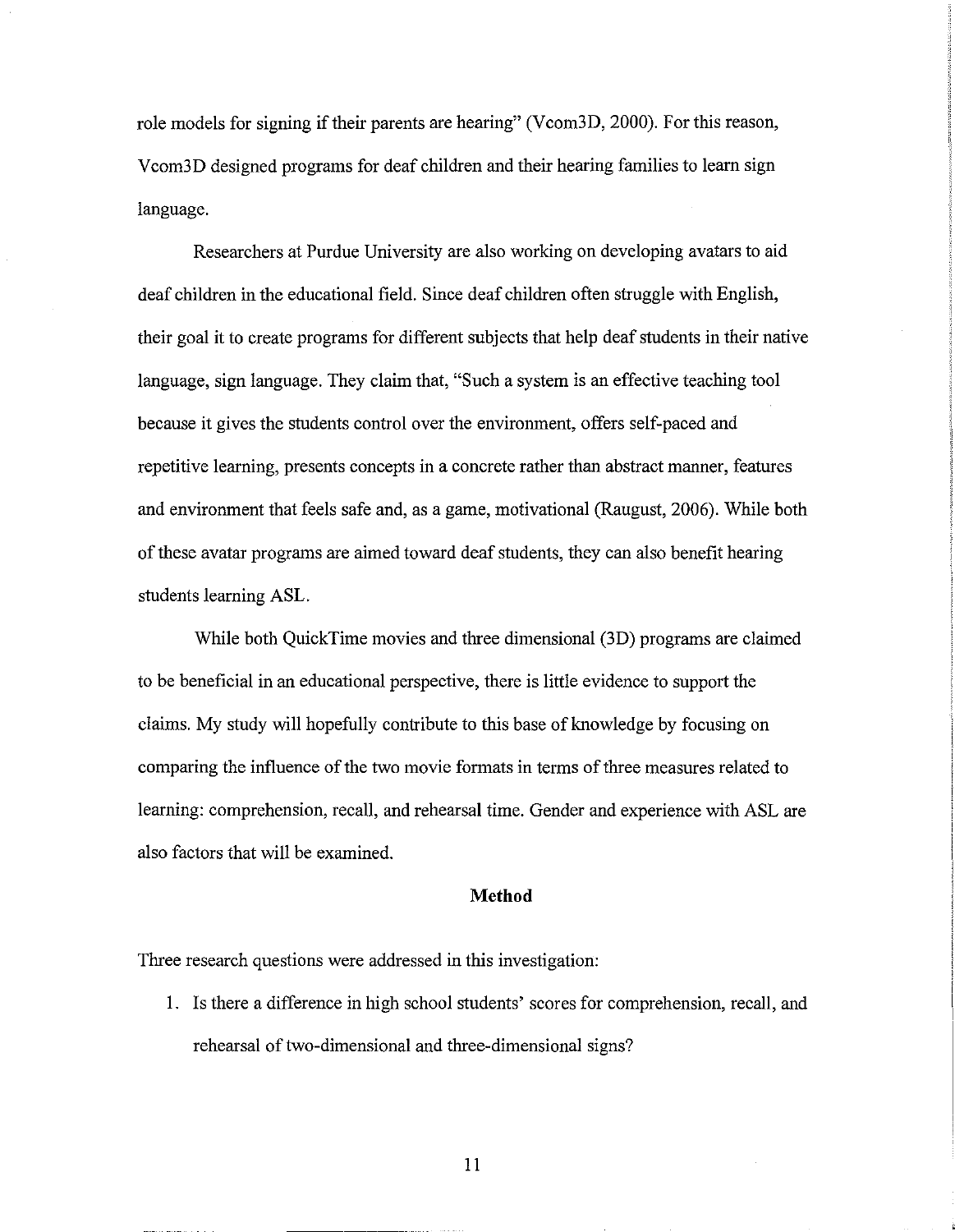role models for signing if their parents are hearing" (Vcom3D, 2000). For this reason, Vcom3D designed programs for deaf children and their hearing families to learn sign language.

Researchers at Purdue University are also working on developing avatars to aid deaf children in the educational field. Since deaf children often struggle with English, their goal it to create programs for different subjects that help deaf students in their native language, sign language. They claim that, "Such a system is an effective teaching tool because it gives the students control over the environment, offers self-paced and repetitive learning, presents concepts in a concrete rather than abstract manner, features and environment that feels safe and, as a game, motivational (Raugust, 2006). While both of these avatar programs are aimed toward deaf students, they can also benefit hearing students learning ASL.

While both QuickTime movies and three dimensional (3D) programs are claimed to be beneficial in an educational perspective, there is little evidence to support the claims. My study will hopefully contribute to this base of knowledge by focusing on comparing the influence of the two movie formats in terms of three measures related to learning: comprehension, recall, and rehearsal time. Gender and experience with ASL are also factors that will be examined.

## Method

Three research questions were addressed in this investigation:

1. Is there a difference in high school students' scores for comprehension, recall, and rehearsal of two-dimensional and three-dimensional signs?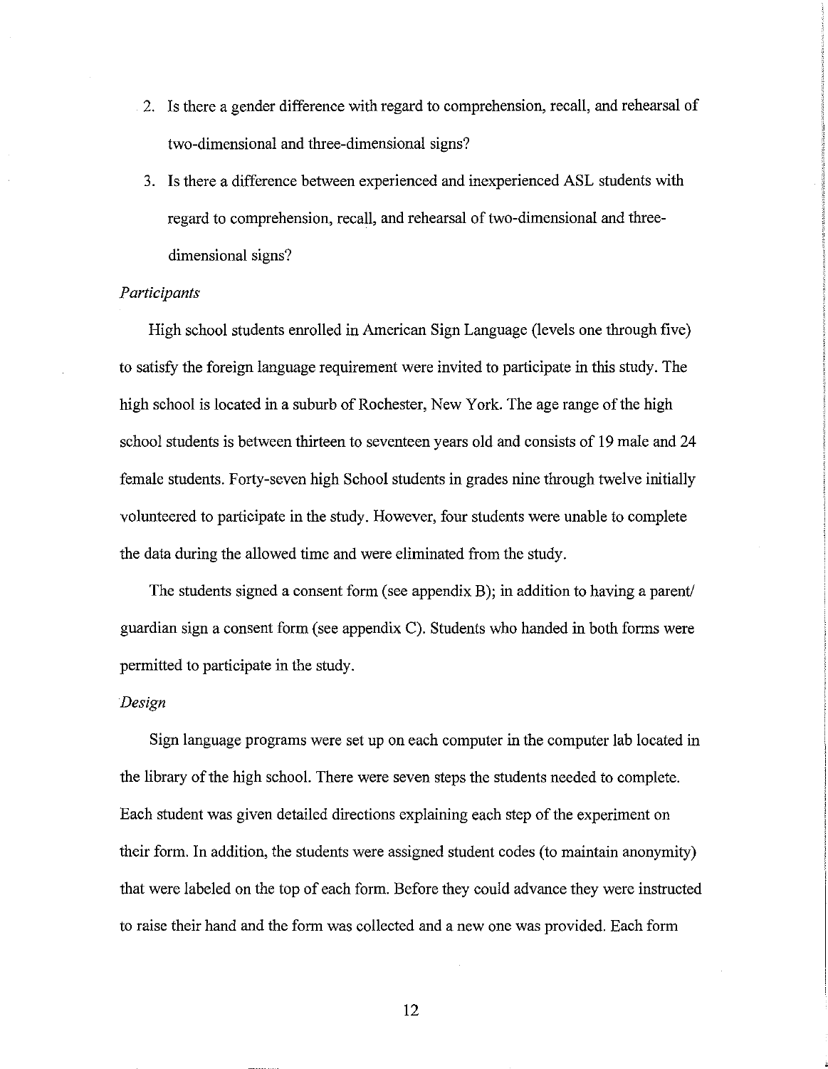2. Is there a gender difference with regard to comprehension, recall, and rehearsal of two-dimensional and three-dimensional signs?
3. Is there a difference between experienced and inexperienced ASL students with regard to comprehension, recall, and rehearsal of two-dimensional and three-dimensional signs?

*Participants*

High school students enrolled in American Sign Language (levels one through five) to satisfy the foreign language requirement were invited to participate in this study. The high school is located in a suburb of Rochester, New York. The age range of the high school students is between thirteen to seventeen years old and consists of 19 male and 24 female students. Forty-seven high School students in grades nine through twelve initially volunteered to participate in the study. However, four students were unable to complete the data during the allowed time and were eliminated from the study.

The students signed a consent form (see appendix B); in addition to having a parent/ guardian sign a consent form (see appendix C). Students who handed in both forms were permitted to participate in the study.

*Design*

Sign language programs were set up on each computer in the computer lab located in the library of the high school. There were seven steps the students needed to complete. Each student was given detailed directions explaining each step of the experiment on their form. In addition, the students were assigned student codes (to maintain anonymity) that were labeled on the top of each form. Before they could advance they were instructed to raise their hand and the form was collected and a new one was provided. Each form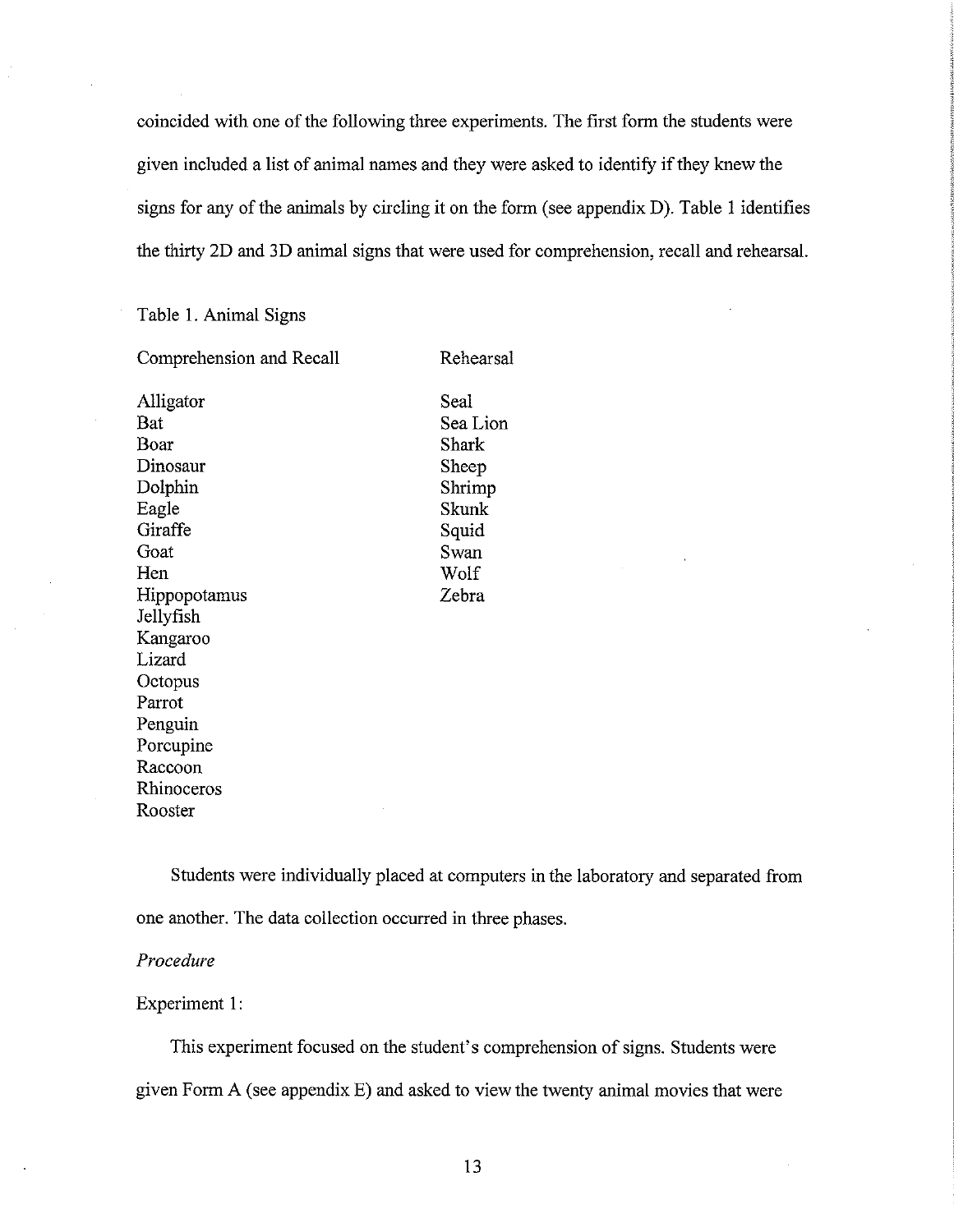coincided with one of the following three experiments. The first form the students were given included a list of animal names and they were asked to identify if they knew the signs for any of the animals by circling it on the form (see appendix D). Table 1 identifies the thirty 2D and 3D animal signs that were used for comprehension, recall and rehearsal.

Table 1. Animal Signs

| Comprehension and Recall | Rehearsal |
|---|---|
| Alligator | Seal |
| Bat | Sea Lion |
| Boar | Shark |
| Dinosaur | Sheep |
| Dolphin | Shrimp |
| Eagle | Skunk |
| Giraffe | Squid |
| Goat | Swan |
| Hen | Wolf |
| Hippopotamus | Zebra |
| Jellyfish | |
| Kangaroo | |
| Lizard | |
| Octopus | |
| Parrot | |
| Penguin | |
| Porcupine | |
| Raccoon | |
| Rhinoceros | |
| Rooster | |

Students were individually placed at computers in the laboratory and separated from one another. The data collection occurred in three phases.

*Procedure*

Experiment 1:

This experiment focused on the student's comprehension of signs. Students were given Form A (see appendix E) and asked to view the twenty animal movies that were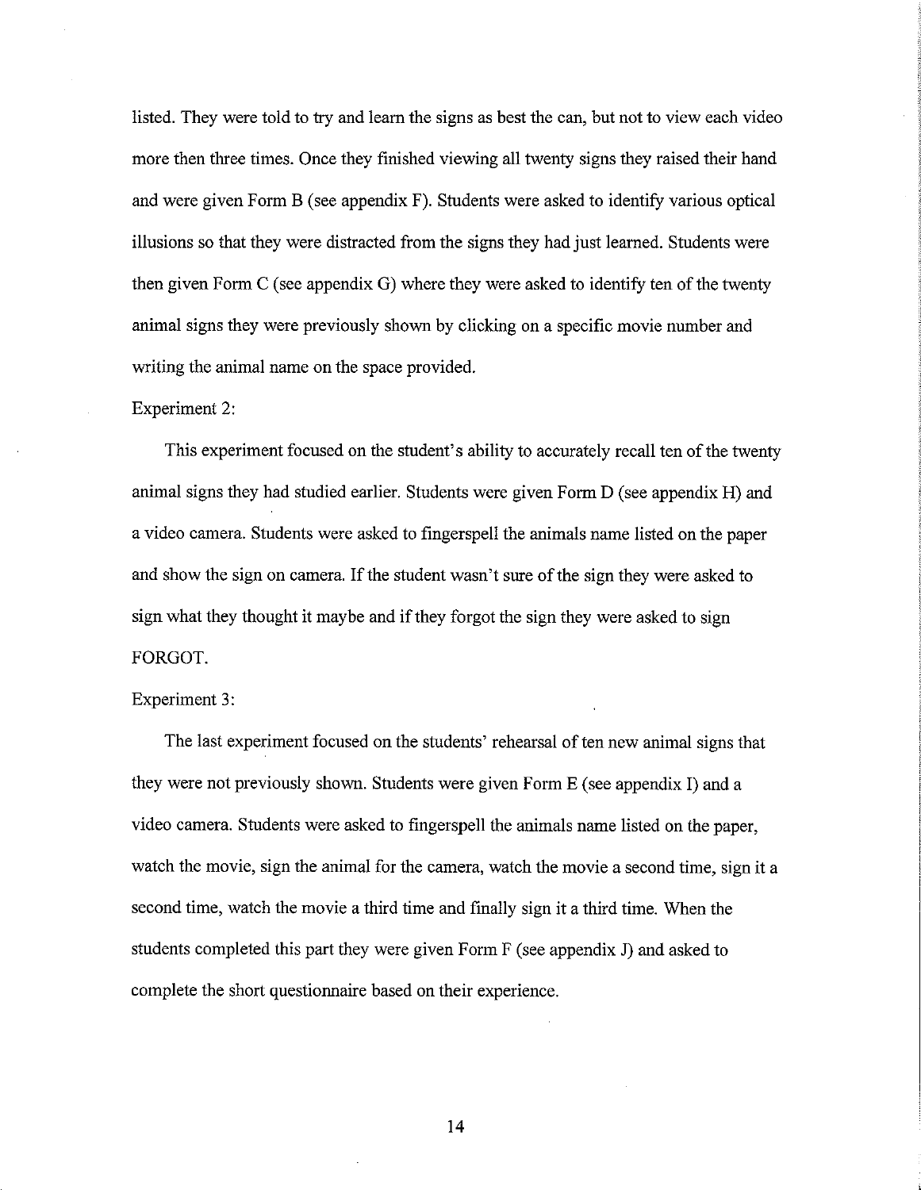listed. They were told to try and learn the signs as best the can, but not to view each video more then three times. Once they finished viewing all twenty signs they raised their hand and were given Form B (see appendix F). Students were asked to identify various optical illusions so that they were distracted from the signs they had just learned. Students were then given Form C (see appendix G) where they were asked to identify ten of the twenty animal signs they were previously shown by clicking on a specific movie number and writing the animal name on the space provided.

Experiment 2:

This experiment focused on the student's ability to accurately recall ten of the twenty animal signs they had studied earlier. Students were given Form D (see appendix H) and a video camera. Students were asked to fingerspell the animals name listed on the paper and show the sign on camera. If the student wasn't sure of the sign they were asked to sign what they thought it maybe and if they forgot the sign they were asked to sign FORGOT.

Experiment 3:

The last experiment focused on the students' rehearsal of ten new animal signs that they were not previously shown. Students were given Form E (see appendix I) and a video camera. Students were asked to fingerspell the animals name listed on the paper, watch the movie, sign the animal for the camera, watch the movie a second time, sign it a second time, watch the movie a third time and finally sign it a third time. When the students completed this part they were given Form F (see appendix J) and asked to complete the short questionnaire based on their experience.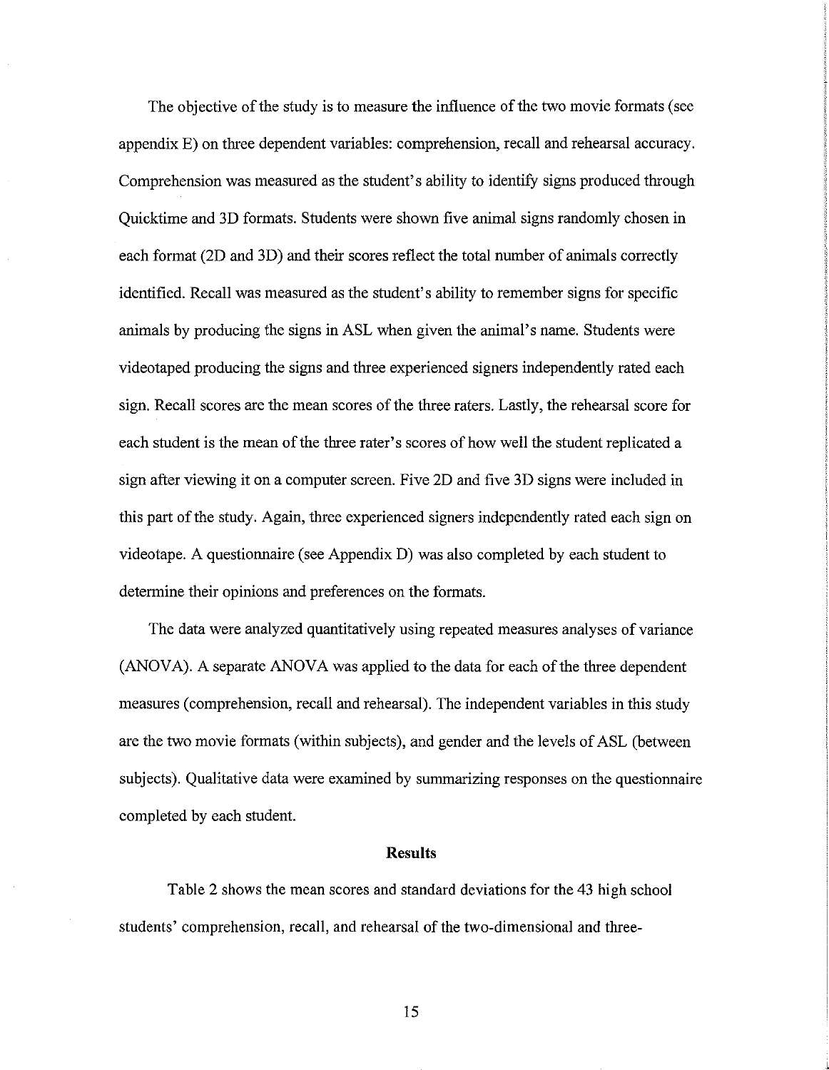The objective of the study is to measure the influence of the two movie formats (see appendix E) on three dependent variables: comprehension, recall and rehearsal accuracy. Comprehension was measured as the student's ability to identify signs produced through Quicktime and 3D formats. Students were shown five animal signs randomly chosen in each format (2D and 3D) and their scores reflect the total number of animals correctly identified. Recall was measured as the student's ability to remember signs for specific animals by producing the signs in ASL when given the animal's name. Students were videotaped producing the signs and three experienced signers independently rated each sign. Recall scores are the mean scores of the three raters. Lastly, the rehearsal score for each student is the mean of the three rater's scores of how well the student replicated a sign after viewing it on a computer screen. Five 2D and five 3D signs were included in this part of the study. Again, three experienced signers independently rated each sign on videotape. A questionnaire (see Appendix D) was also completed by each student to determine their opinions and preferences on the formats.

The data were analyzed quantitatively using repeated measures analyses of variance (ANOVA). A separate ANOVA was applied to the data for each of the three dependent measures (comprehension, recall and rehearsal). The independent variables in this study are the two movie formats (within subjects), and gender and the levels of ASL (between subjects). Qualitative data were examined by summarizing responses on the questionnaire completed by each student.

## Results

Table 2 shows the mean scores and standard deviations for the 43 high school students' comprehension, recall, and rehearsal of the two-dimensional and three-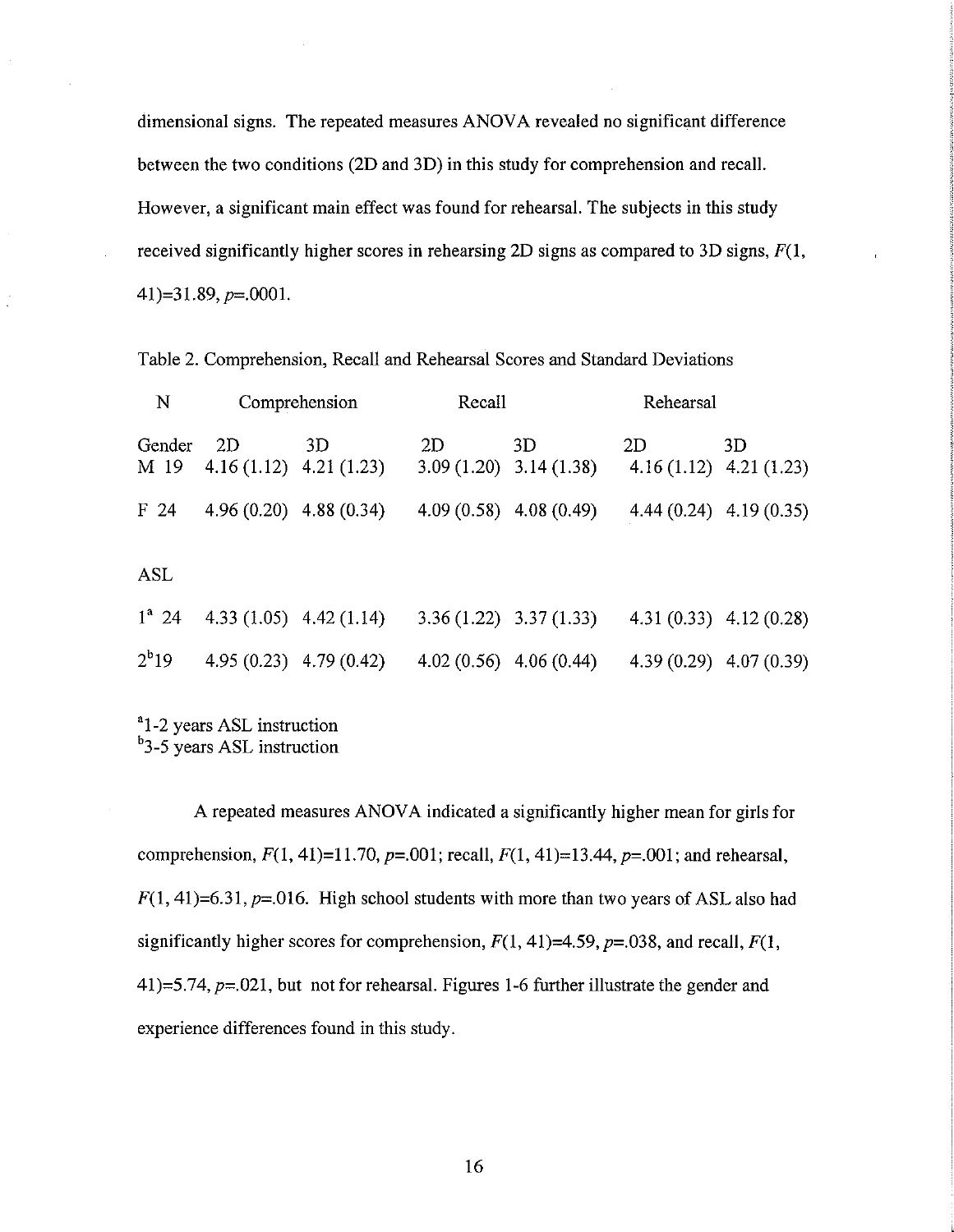dimensional signs. The repeated measures ANOVA revealed no significant difference between the two conditions (2D and 3D) in this study for comprehension and recall. However, a significant main effect was found for rehearsal. The subjects in this study received significantly higher scores in rehearsing 2D signs as compared to 3D signs, $F(1, 41)=31.89$, $p=.0001$.

Table 2. Comprehension, Recall and Rehearsal Scores and Standard Deviations

| N | Comprehension | | Recall | | Rehearsal | |
|---|---|---|---|---|---|---|
| Gender | 2D | 3D | 2D | 3D | 2D | 3D |
| M 19 | 4.16 (1.12) | 4.21 (1.23) | 3.09 (1.20) | 3.14 (1.38) | 4.16 (1.12) | 4.21 (1.23) |
| F 24 | 4.96 (0.20) | 4.88 (0.34) | 4.09 (0.58) | 4.08 (0.49) | 4.44 (0.24) | 4.19 (0.35) |
| ASL | | | | | | |
| 1[a] 24 | 4.33 (1.05) | 4.42 (1.14) | 3.36 (1.22) | 3.37 (1.33) | 4.31 (0.33) | 4.12 (0.28) |
| 2[b] 19 | 4.95 (0.23) | 4.79 (0.42) | 4.02 (0.56) | 4.06 (0.44) | 4.39 (0.29) | 4.07 (0.39) |

[a]1-2 years ASL instruction
[b]3-5 years ASL instruction

A repeated measures ANOVA indicated a significantly higher mean for girls for comprehension, $F(1, 41)=11.70$, $p=.001$; recall, $F(1, 41)=13.44$, $p=.001$; and rehearsal, $F(1, 41)=6.31$, $p=.016$. High school students with more than two years of ASL also had significantly higher scores for comprehension, $F(1, 41)=4.59$, $p=.038$, and recall, $F(1, 41)=5.74$, $p=.021$, but not for rehearsal. Figures 1-6 further illustrate the gender and experience differences found in this study.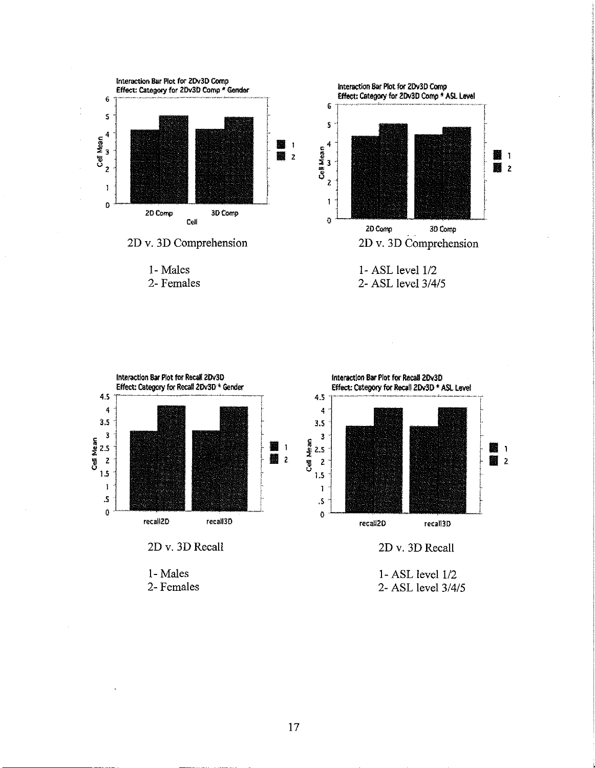Interaction Bar Plot for 2Dv3D Comp
Effect: Category for 2Dv3D Comp * Gender

2D v. 3D Comprehension

1- Males
2- Females

Interaction Bar Plot for 2Dv3D Comp
Effect: Category for 2Dv3D Comp * ASL Level

2D v. 3D Comprehension

1- ASL level 1/2
2- ASL level 3/4/5

Interaction Bar Plot for Recall 2Dv3D
Effect: Category for Recall 2Dv3D * Gender

2D v. 3D Recall

1- Males
2- Females

Interaction Bar Plot for Recall 2Dv3D
Effect: Category for Recall 2Dv3D * ASL Level

2D v. 3D Recall

1- ASL level 1/2
2- ASL level 3/4/5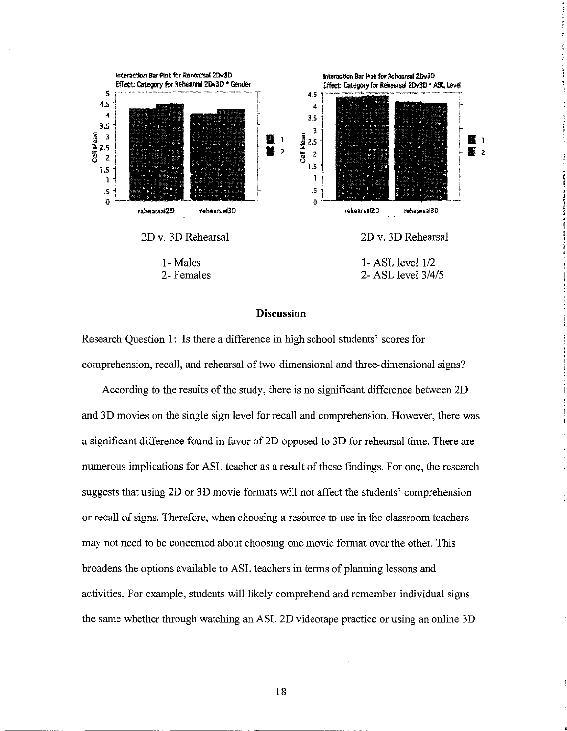Interaction Bar Plot for Rehearsal 2Dv3D
Effect: Category for Rehearsal 2Dv3D * Gender

2D v. 3D Rehearsal

1- Males
2- Females

Interaction Bar Plot for Rehearsal 2Dv3D
Effect: Category for Rehearsal 2Dv3D * ASL Level

2D v. 3D Rehearsal

1- ASL level 1/2
2- ASL level 3/4/5

## Discussion

Research Question 1: Is there a difference in high school students' scores for comprehension, recall, and rehearsal of two-dimensional and three-dimensional signs?

According to the results of the study, there is no significant difference between 2D and 3D movies on the single sign level for recall and comprehension. However, there was a significant difference found in favor of 2D opposed to 3D for rehearsal time. There are numerous implications for ASL teacher as a result of these findings. For one, the research suggests that using 2D or 3D movie formats will not affect the students' comprehension or recall of signs. Therefore, when choosing a resource to use in the classroom teachers may not need to be concerned about choosing one movie format over the other. This broadens the options available to ASL teachers in terms of planning lessons and activities. For example, students will likely comprehend and remember individual signs the same whether through watching an ASL 2D videotape practice or using an online 3D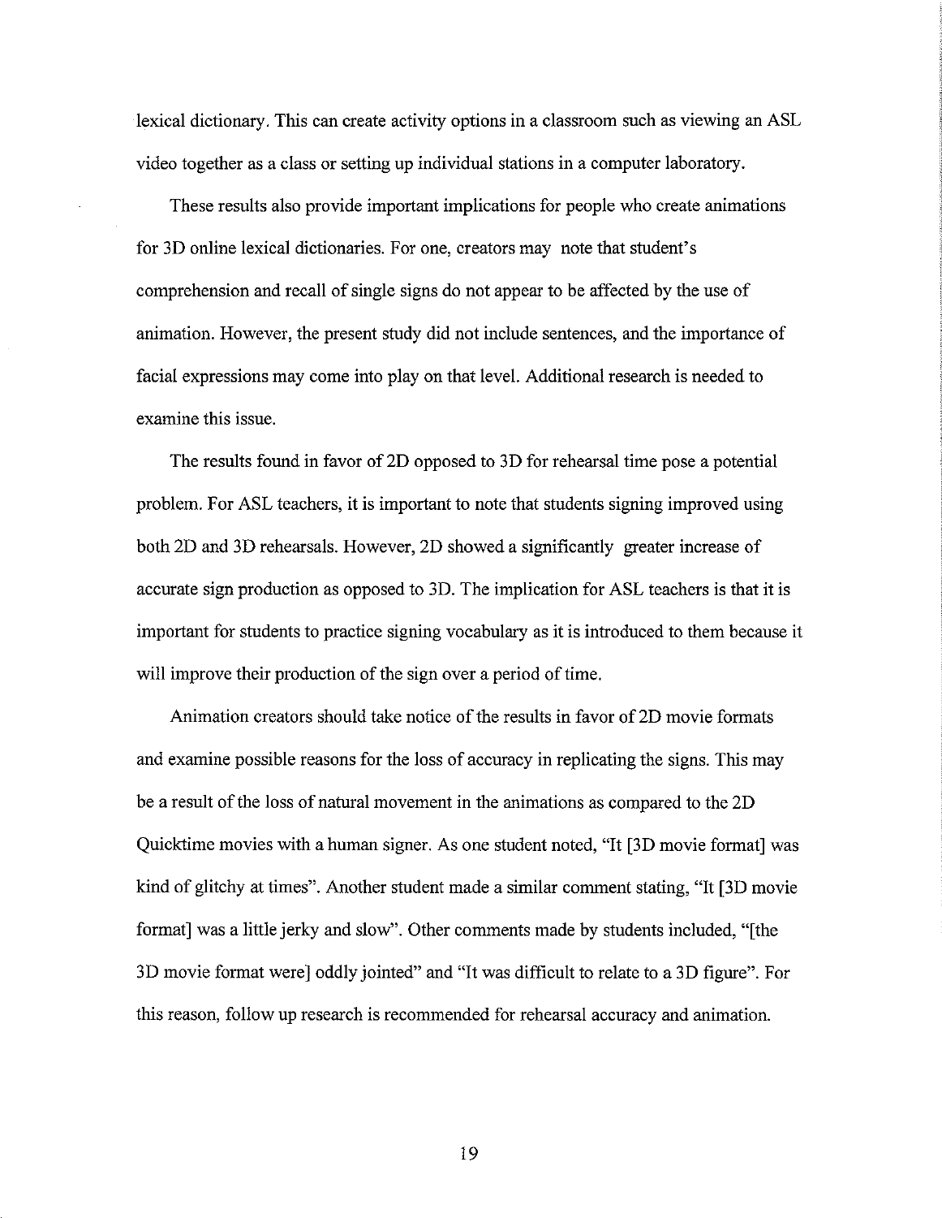lexical dictionary. This can create activity options in a classroom such as viewing an ASL video together as a class or setting up individual stations in a computer laboratory.

These results also provide important implications for people who create animations for 3D online lexical dictionaries. For one, creators may note that student's comprehension and recall of single signs do not appear to be affected by the use of animation. However, the present study did not include sentences, and the importance of facial expressions may come into play on that level. Additional research is needed to examine this issue.

The results found in favor of 2D opposed to 3D for rehearsal time pose a potential problem. For ASL teachers, it is important to note that students signing improved using both 2D and 3D rehearsals. However, 2D showed a significantly greater increase of accurate sign production as opposed to 3D. The implication for ASL teachers is that it is important for students to practice signing vocabulary as it is introduced to them because it will improve their production of the sign over a period of time.

Animation creators should take notice of the results in favor of 2D movie formats and examine possible reasons for the loss of accuracy in replicating the signs. This may be a result of the loss of natural movement in the animations as compared to the 2D Quicktime movies with a human signer. As one student noted, "It [3D movie format] was kind of glitchy at times". Another student made a similar comment stating, "It [3D movie format] was a little jerky and slow". Other comments made by students included, "[the 3D movie format were] oddly jointed" and "It was difficult to relate to a 3D figure". For this reason, follow up research is recommended for rehearsal accuracy and animation.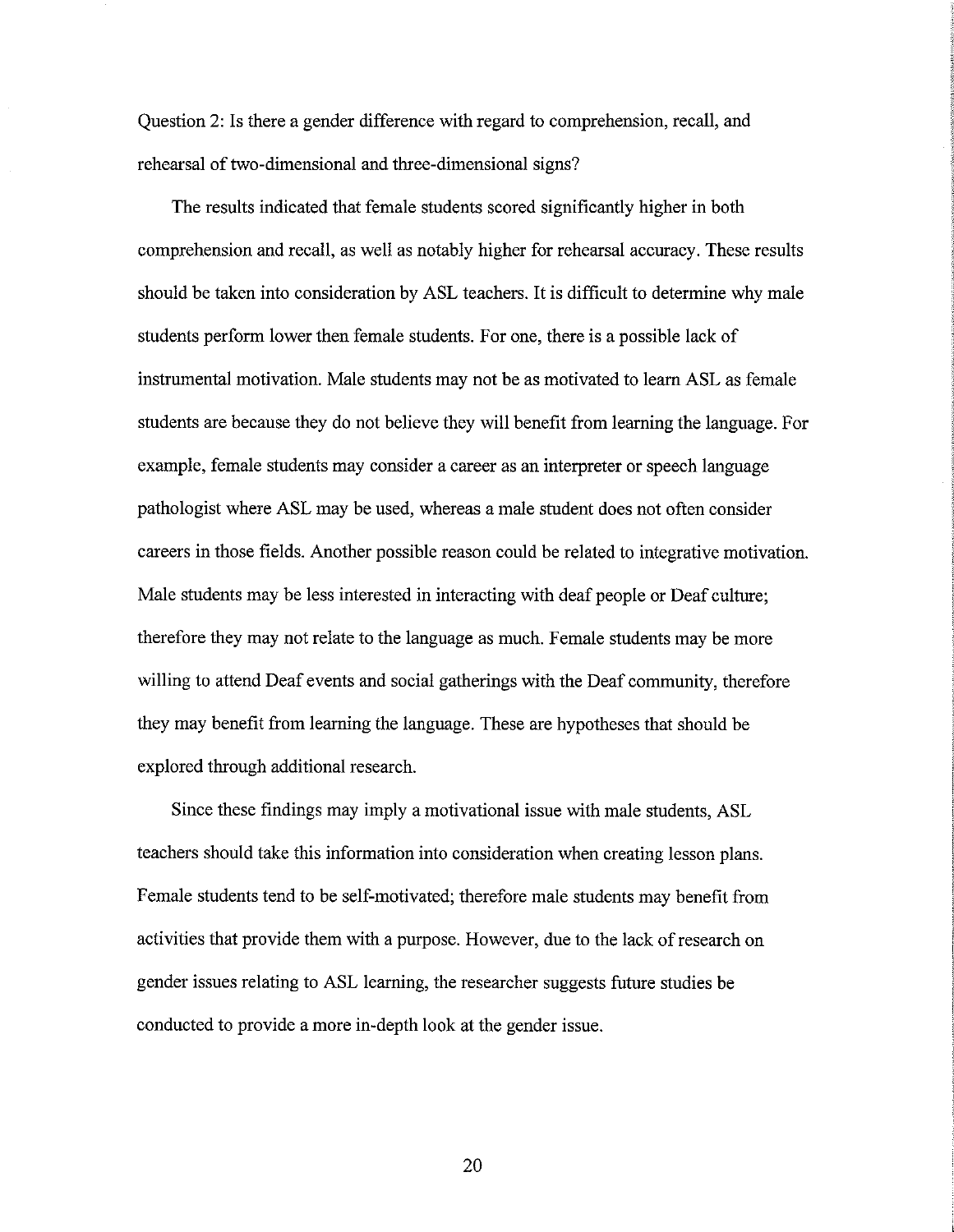Question 2: Is there a gender difference with regard to comprehension, recall, and rehearsal of two-dimensional and three-dimensional signs?

The results indicated that female students scored significantly higher in both comprehension and recall, as well as notably higher for rehearsal accuracy. These results should be taken into consideration by ASL teachers. It is difficult to determine why male students perform lower then female students. For one, there is a possible lack of instrumental motivation. Male students may not be as motivated to learn ASL as female students are because they do not believe they will benefit from learning the language. For example, female students may consider a career as an interpreter or speech language pathologist where ASL may be used, whereas a male student does not often consider careers in those fields. Another possible reason could be related to integrative motivation. Male students may be less interested in interacting with deaf people or Deaf culture; therefore they may not relate to the language as much. Female students may be more willing to attend Deaf events and social gatherings with the Deaf community, therefore they may benefit from learning the language. These are hypotheses that should be explored through additional research.

Since these findings may imply a motivational issue with male students, ASL teachers should take this information into consideration when creating lesson plans. Female students tend to be self-motivated; therefore male students may benefit from activities that provide them with a purpose. However, due to the lack of research on gender issues relating to ASL learning, the researcher suggests future studies be conducted to provide a more in-depth look at the gender issue.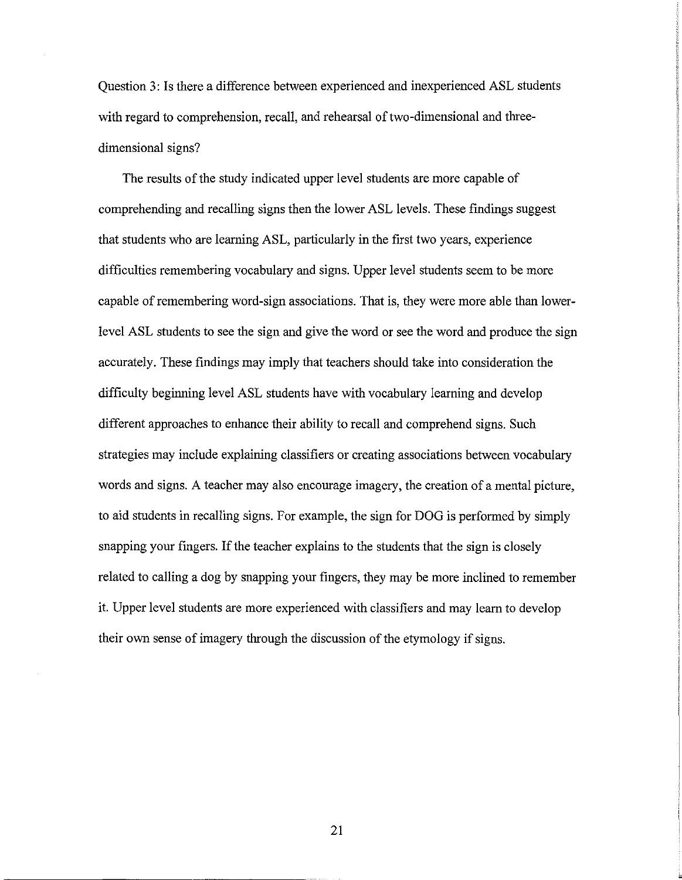Question 3: Is there a difference between experienced and inexperienced ASL students with regard to comprehension, recall, and rehearsal of two-dimensional and three-dimensional signs?

The results of the study indicated upper level students are more capable of comprehending and recalling signs then the lower ASL levels. These findings suggest that students who are learning ASL, particularly in the first two years, experience difficulties remembering vocabulary and signs. Upper level students seem to be more capable of remembering word-sign associations. That is, they were more able than lower-level ASL students to see the sign and give the word or see the word and produce the sign accurately. These findings may imply that teachers should take into consideration the difficulty beginning level ASL students have with vocabulary learning and develop different approaches to enhance their ability to recall and comprehend signs. Such strategies may include explaining classifiers or creating associations between vocabulary words and signs. A teacher may also encourage imagery, the creation of a mental picture, to aid students in recalling signs. For example, the sign for DOG is performed by simply snapping your fingers. If the teacher explains to the students that the sign is closely related to calling a dog by snapping your fingers, they may be more inclined to remember it. Upper level students are more experienced with classifiers and may learn to develop their own sense of imagery through the discussion of the etymology if signs.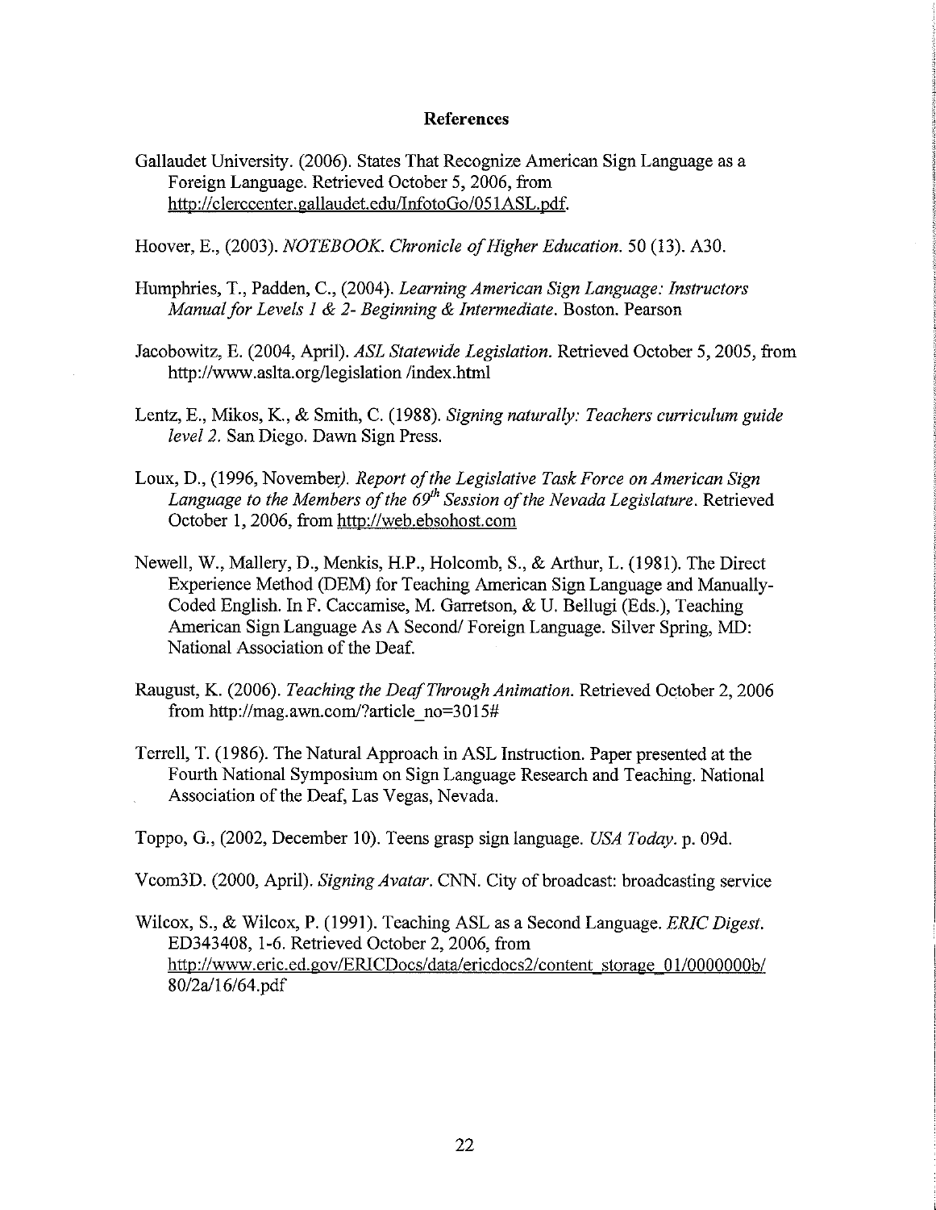## References

Gallaudet University. (2006). States That Recognize American Sign Language as a Foreign Language. Retrieved October 5, 2006, from http://clerccenter.gallaudet.edu/InfotoGo/051ASL.pdf.

Hoover, E., (2003). *NOTEBOOK. Chronicle of Higher Education.* 50 (13). A30.

Humphries, T., Padden, C., (2004). *Learning American Sign Language: Instructors Manual for Levels 1 & 2- Beginning & Intermediate.* Boston. Pearson

Jacobowitz, E. (2004, April). *ASL Statewide Legislation.* Retrieved October 5, 2005, from http://www.aslta.org/legislation /index.html

Lentz, E., Mikos, K., & Smith, C. (1988). *Signing naturally: Teachers curriculum guide level 2.* San Diego. Dawn Sign Press.

Loux, D., (1996, November*). Report of the Legislative Task Force on American Sign Language to the Members of the 69th Session of the Nevada Legislature.* Retrieved October 1, 2006, from http://web.ebsohost.com

Newell, W., Mallery, D., Menkis, H.P., Holcomb, S., & Arthur, L. (1981). The Direct Experience Method (DEM) for Teaching American Sign Language and Manually-Coded English. In F. Caccamise, M. Garretson, & U. Bellugi (Eds.), Teaching American Sign Language As A Second/ Foreign Language. Silver Spring, MD: National Association of the Deaf.

Raugust, K. (2006). *Teaching the Deaf Through Animation.* Retrieved October 2, 2006 from http://mag.awn.com/?article_no=3015#

Terrell, T. (1986). The Natural Approach in ASL Instruction. Paper presented at the Fourth National Symposium on Sign Language Research and Teaching. National Association of the Deaf, Las Vegas, Nevada.

Toppo, G., (2002, December 10). Teens grasp sign language. *USA Today.* p. 09d.

Vcom3D. (2000, April). *Signing Avatar.* CNN. City of broadcast: broadcasting service

Wilcox, S., & Wilcox, P. (1991). Teaching ASL as a Second Language. *ERIC Digest.* ED343408, 1-6. Retrieved October 2, 2006, from http://www.eric.ed.gov/ERICDocs/data/ericdocs2/content_storage_01/0000000b/80/2a/16/64.pdf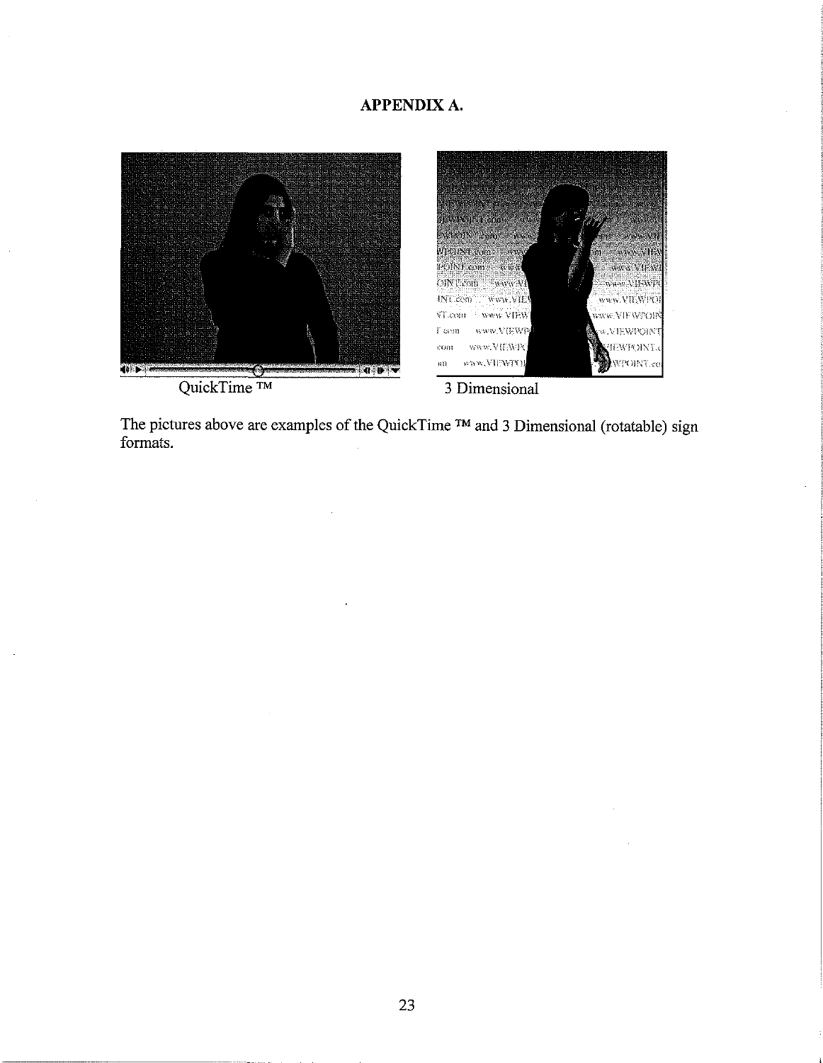## APPENDIX A.

QuickTime ™

3 Dimensional

The pictures above are examples of the QuickTime ™ and 3 Dimensional (rotatable) sign formats.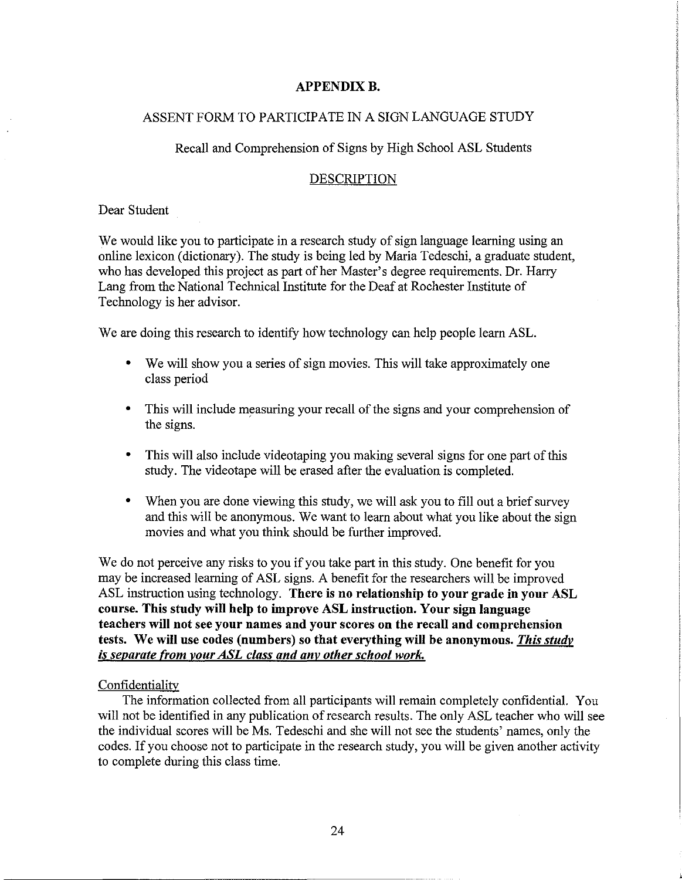# APPENDIX B.

## ASSENT FORM TO PARTICIPATE IN A SIGN LANGUAGE STUDY

### Recall and Comprehension of Signs by High School ASL Students

### DESCRIPTION

Dear Student

We would like you to participate in a research study of sign language learning using an online lexicon (dictionary). The study is being led by Maria Tedeschi, a graduate student, who has developed this project as part of her Master's degree requirements. Dr. Harry Lang from the National Technical Institute for the Deaf at Rochester Institute of Technology is her advisor.

We are doing this research to identify how technology can help people learn ASL.

- We will show you a series of sign movies. This will take approximately one class period
- This will include measuring your recall of the signs and your comprehension of the signs.
- This will also include videotaping you making several signs for one part of this study. The videotape will be erased after the evaluation is completed.
- When you are done viewing this study, we will ask you to fill out a brief survey and this will be anonymous. We want to learn about what you like about the sign movies and what you think should be further improved.

We do not perceive any risks to you if you take part in this study. One benefit for you may be increased learning of ASL signs. A benefit for the researchers will be improved ASL instruction using technology. **There is no relationship to your grade in your ASL course. This study will help to improve ASL instruction. Your sign language teachers will not see your names and your scores on the recall and comprehension tests. We will use codes (numbers) so that everything will be anonymous. *This study is separate from your ASL class and any other school work.***

Confidentiality

The information collected from all participants will remain completely confidential. You will not be identified in any publication of research results. The only ASL teacher who will see the individual scores will be Ms. Tedeschi and she will not see the students' names, only the codes. If you choose not to participate in the research study, you will be given another activity to complete during this class time.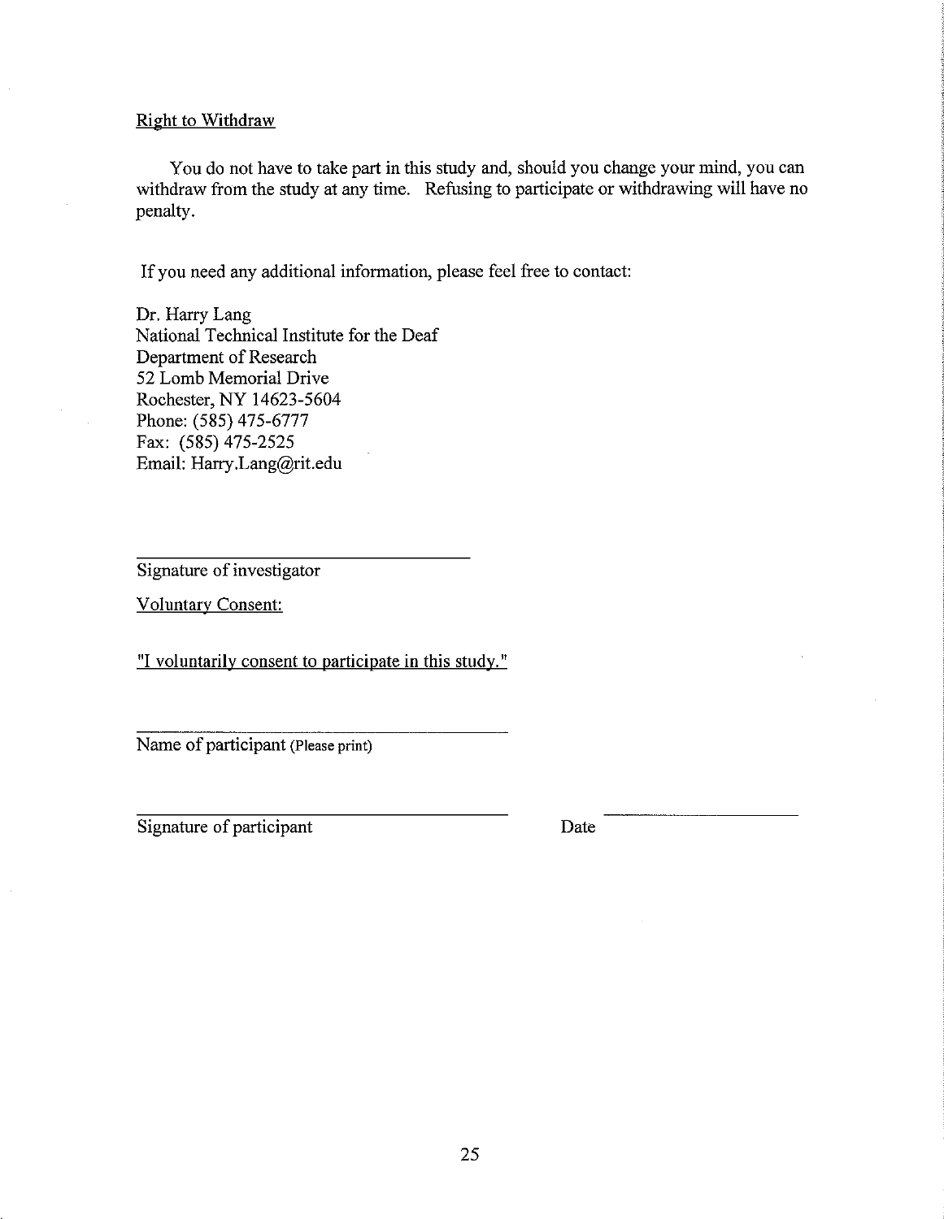Right to Withdraw

You do not have to take part in this study and, should you change your mind, you can withdraw from the study at any time. Refusing to participate or withdrawing will have no penalty.

If you need any additional information, please feel free to contact:

Dr. Harry Lang
National Technical Institute for the Deaf
Department of Research
52 Lomb Memorial Drive
Rochester, NY 14623-5604
Phone: (585) 475-6777
Fax: (585) 475-2525
Email: Harry.Lang@rit.edu

\_\_\_\_\_\_\_\_\_\_\_\_\_\_\_\_\_\_\_\_\_\_\_\_\_\_\_\_\_\_\_\_\_\_\_\_
Signature of investigator

Voluntary Consent:

"I voluntarily consent to participate in this study."

\_\_\_\_\_\_\_\_\_\_\_\_\_\_\_\_\_\_\_\_\_\_\_\_\_\_\_\_\_\_\_\_\_\_\_\_
Name of participant (Please print)

\_\_\_\_\_\_\_\_\_\_\_\_\_\_\_\_\_\_\_\_\_\_\_\_\_\_\_\_\_\_\_\_\_\_\_\_
Signature of participant

Date \_\_\_\_\_\_\_\_\_\_\_\_\_\_\_\_\_\_\_\_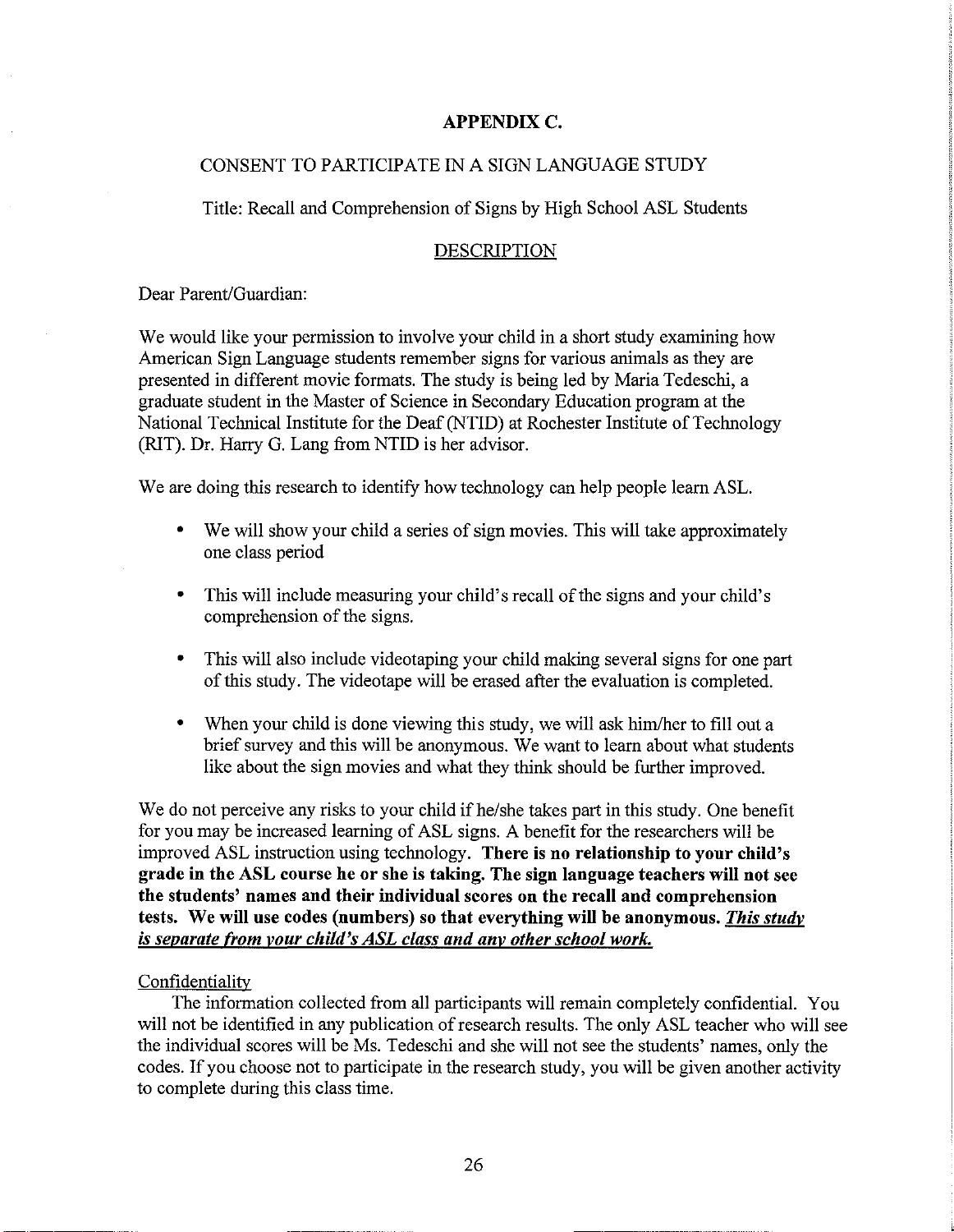## APPENDIX C.

CONSENT TO PARTICIPATE IN A SIGN LANGUAGE STUDY

Title: Recall and Comprehension of Signs by High School ASL Students

DESCRIPTION

Dear Parent/Guardian:

We would like your permission to involve your child in a short study examining how American Sign Language students remember signs for various animals as they are presented in different movie formats. The study is being led by Maria Tedeschi, a graduate student in the Master of Science in Secondary Education program at the National Technical Institute for the Deaf (NTID) at Rochester Institute of Technology (RIT). Dr. Harry G. Lang from NTID is her advisor.

We are doing this research to identify how technology can help people learn ASL.

- We will show your child a series of sign movies. This will take approximately one class period
- This will include measuring your child's recall of the signs and your child's comprehension of the signs.
- This will also include videotaping your child making several signs for one part of this study. The videotape will be erased after the evaluation is completed.
- When your child is done viewing this study, we will ask him/her to fill out a brief survey and this will be anonymous. We want to learn about what students like about the sign movies and what they think should be further improved.

We do not perceive any risks to your child if he/she takes part in this study. One benefit for you may be increased learning of ASL signs. A benefit for the researchers will be improved ASL instruction using technology. **There is no relationship to your child's grade in the ASL course he or she is taking. The sign language teachers will not see the students' names and their individual scores on the recall and comprehension tests. We will use codes (numbers) so that everything will be anonymous.** ***This study is separate from your child's ASL class and any other school work.***

Confidentiality

The information collected from all participants will remain completely confidential. You will not be identified in any publication of research results. The only ASL teacher who will see the individual scores will be Ms. Tedeschi and she will not see the students' names, only the codes. If you choose not to participate in the research study, you will be given another activity to complete during this class time.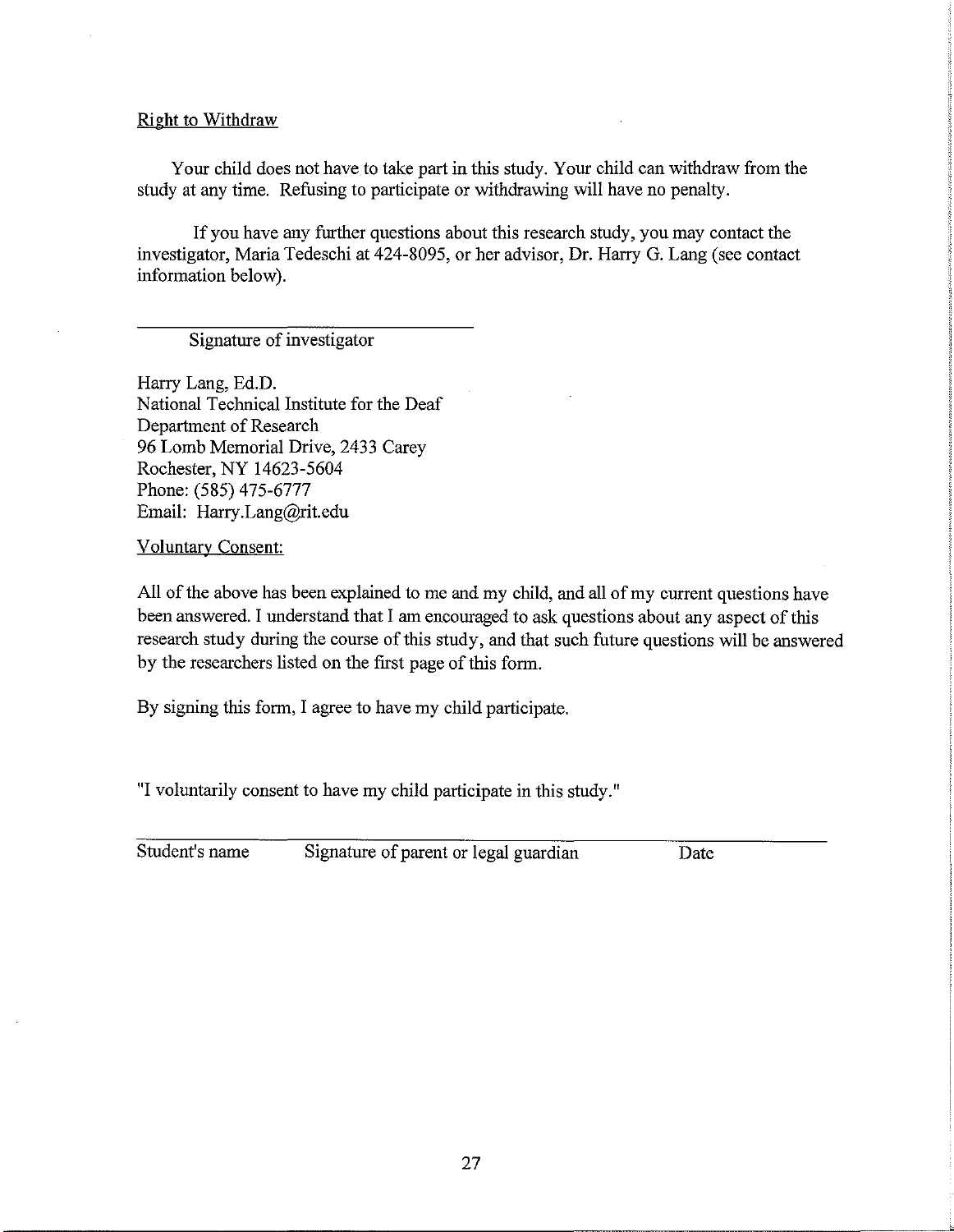Right to Withdraw

Your child does not have to take part in this study. Your child can withdraw from the study at any time. Refusing to participate or withdrawing will have no penalty.

If you have any further questions about this research study, you may contact the investigator, Maria Tedeschi at 424-8095, or her advisor, Dr. Harry G. Lang (see contact information below).

\_\_\_\_\_\_\_\_\_\_\_\_\_\_\_\_\_\_\_\_\_\_\_\_\_\_\_\_\_\_\_\_

Signature of investigator

Harry Lang, Ed.D.
National Technical Institute for the Deaf
Department of Research
96 Lomb Memorial Drive, 2433 Carey
Rochester, NY 14623-5604
Phone: (585) 475-6777
Email: Harry.Lang@rit.edu

Voluntary Consent:

All of the above has been explained to me and my child, and all of my current questions have been answered. I understand that I am encouraged to ask questions about any aspect of this research study during the course of this study, and that such future questions will be answered by the researchers listed on the first page of this form.

By signing this form, I agree to have my child participate.

"I voluntarily consent to have my child participate in this study."

\_\_\_\_\_\_\_\_\_\_\_\_\_\_\_\_\_\_\_\_\_\_\_\_\_\_\_\_\_\_\_\_\_\_\_\_\_\_\_\_\_\_\_\_\_\_\_\_\_\_\_\_\_\_\_\_\_\_\_\_\_\_

Student's name    Signature of parent or legal guardian    Date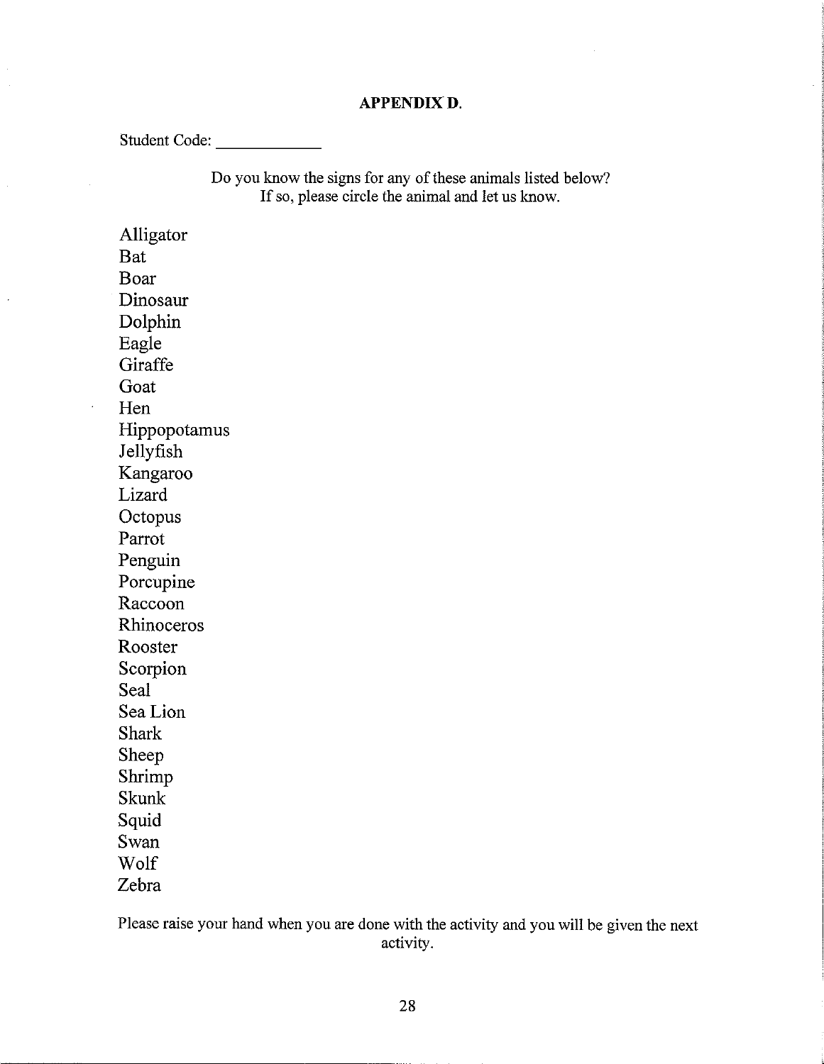**APPENDIX D.**

Student Code: ____________

Do you know the signs for any of these animals listed below?
If so, please circle the animal and let us know.

Alligator
Bat
Boar
Dinosaur
Dolphin
Eagle
Giraffe
Goat
Hen
Hippopotamus
Jellyfish
Kangaroo
Lizard
Octopus
Parrot
Penguin
Porcupine
Raccoon
Rhinoceros
Rooster
Scorpion
Seal
Sea Lion
Shark
Sheep
Shrimp
Skunk
Squid
Swan
Wolf
Zebra

Please raise your hand when you are done with the activity and you will be given the next activity.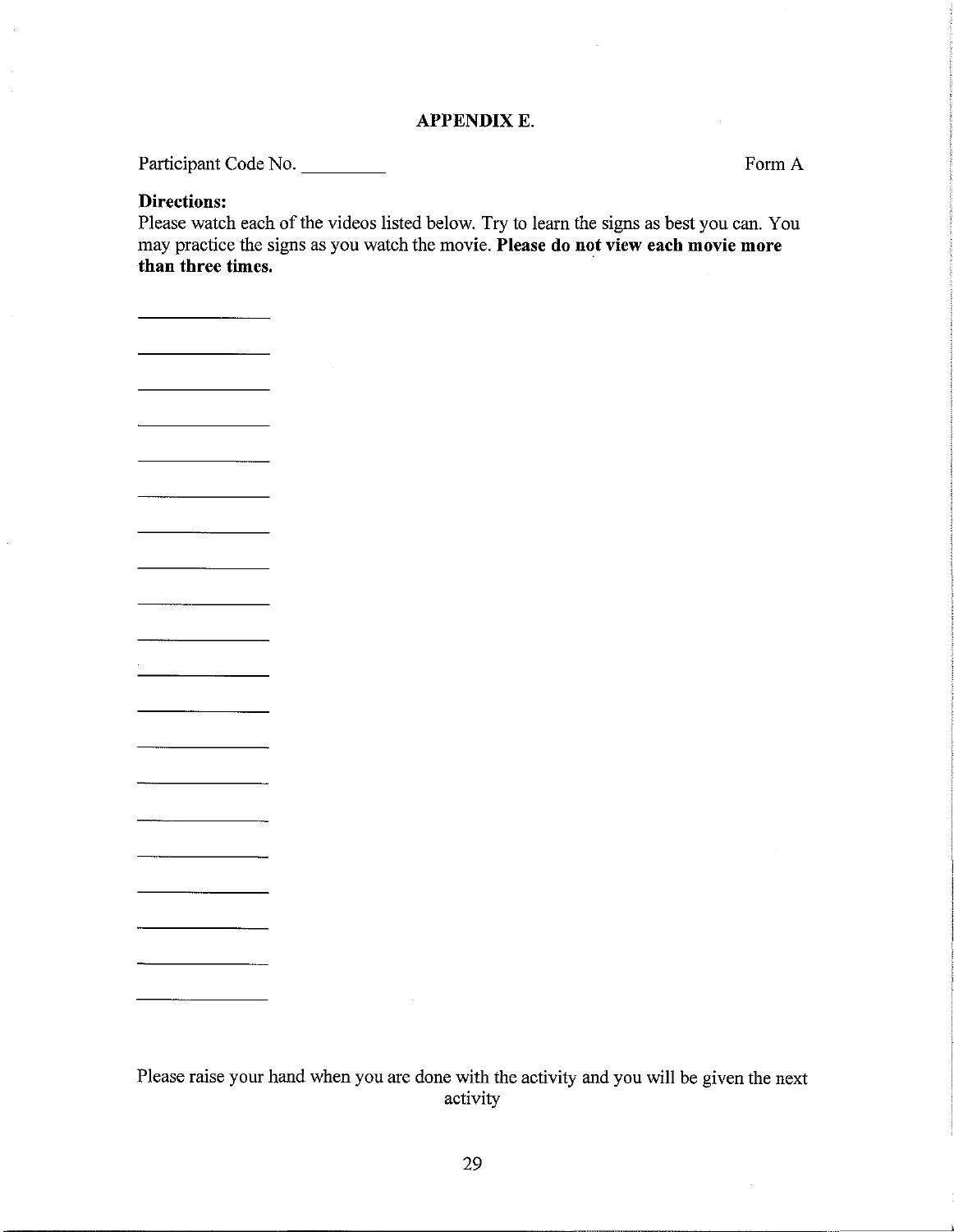## APPENDIX E.

Participant Code No. _________ Form A

**Directions:**
Please watch each of the videos listed below. Try to learn the signs as best you can. You may practice the signs as you watch the movie. **Please do not view each movie more than three times.**

_______________

_______________

_______________

_______________

_______________

_______________

_______________

_______________

_______________

_______________

_______________

_______________

_______________

_______________

_______________

_______________

_______________

_______________

_______________

_______________

Please raise your hand when you are done with the activity and you will be given the next activity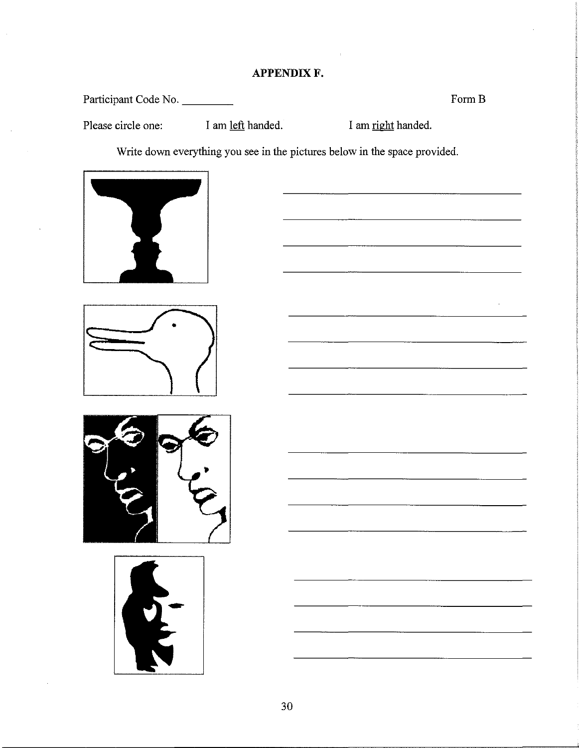**APPENDIX F.**

Participant Code No. _________ Form B

Please circle one: I am <u>left</u> handed. I am <u>right</u> handed.

Write down everything you see in the pictures below in the space provided.

________________________________________

________________________________________

________________________________________

________________________________________

________________________________________

________________________________________

________________________________________

________________________________________

________________________________________

________________________________________

________________________________________

________________________________________

________________________________________

________________________________________

________________________________________

________________________________________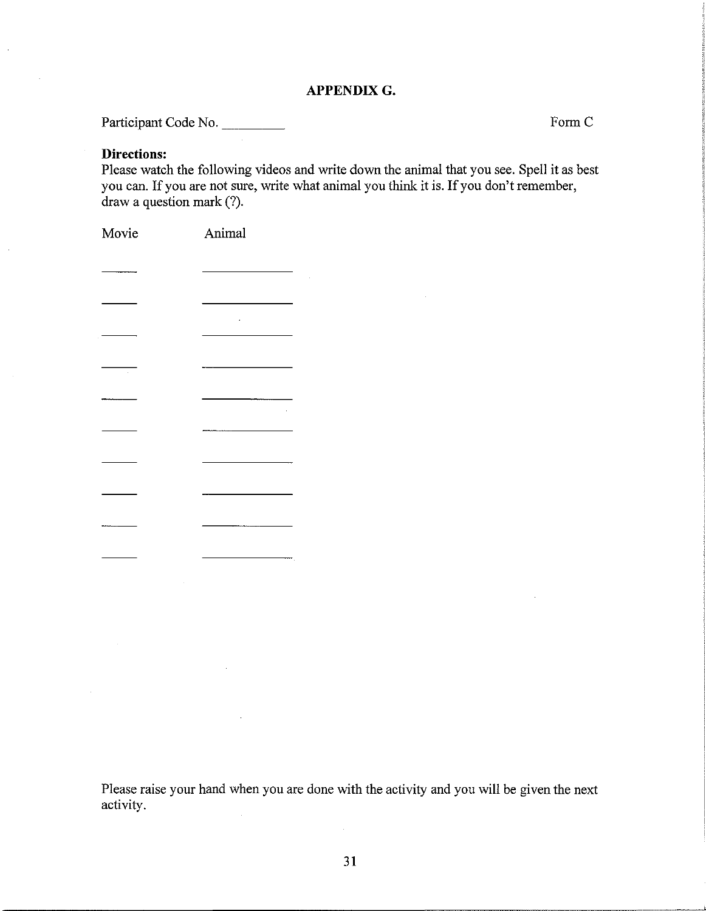## APPENDIX G.

Participant Code No. _________ Form C

**Directions:**
Please watch the following videos and write down the animal that you see. Spell it as best you can. If you are not sure, write what animal you think it is. If you don't remember, draw a question mark (?).

| Movie | Animal |
|---|---|
| _____ | ______________ |
| _____ | ______________ |
| _____ | ______________ |
| _____ | ______________ |
| _____ | ______________ |
| _____ | ______________ |
| _____ | ______________ |
| _____ | ______________ |
| _____ | ______________ |
| _____ | ______________ |

Please raise your hand when you are done with the activity and you will be given the next activity.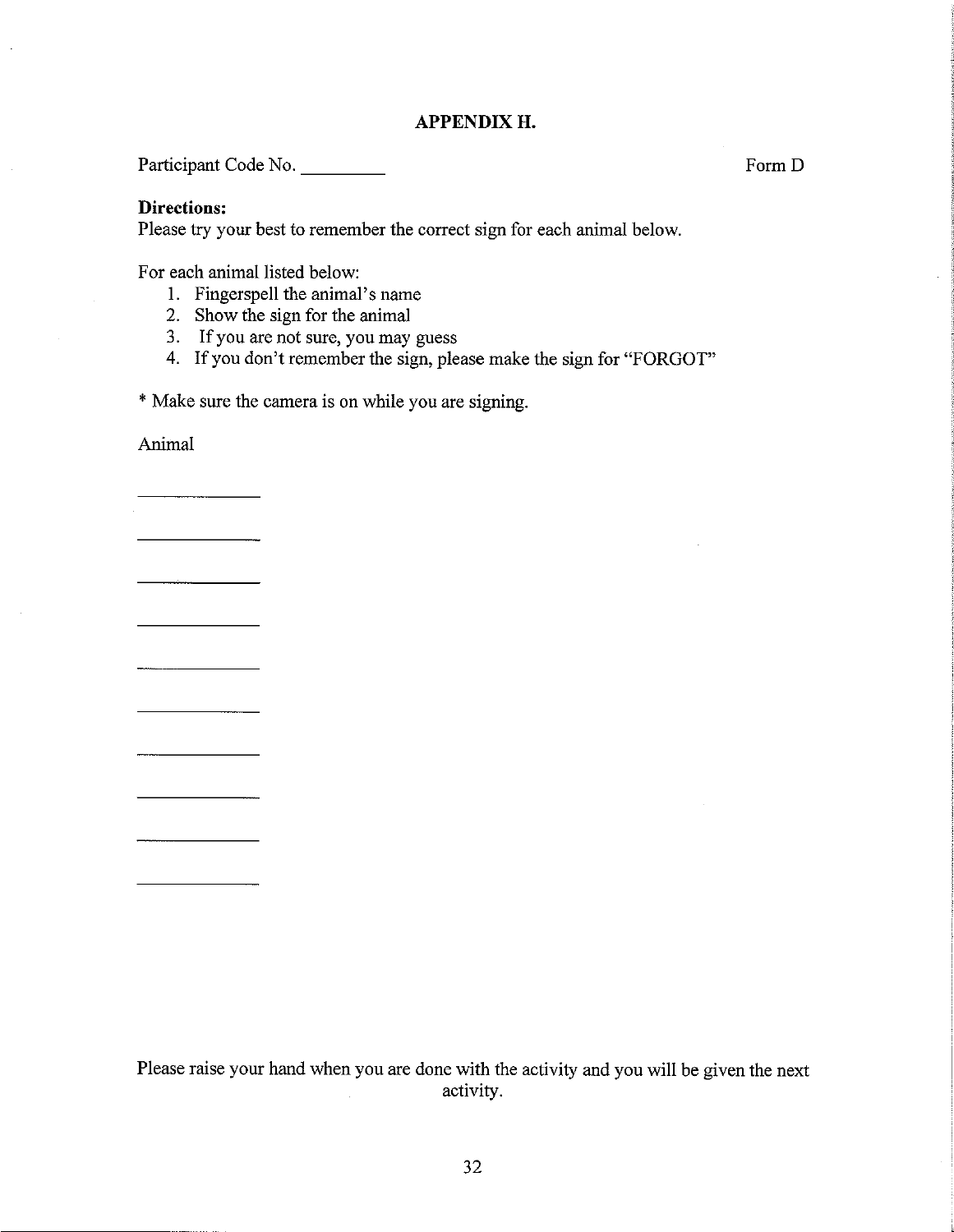## APPENDIX H.

Participant Code No. _________ Form D

**Directions:**
Please try your best to remember the correct sign for each animal below.

For each animal listed below:

1. Fingerspell the animal's name
2. Show the sign for the animal
3. If you are not sure, you may guess
4. If you don't remember the sign, please make the sign for "FORGOT"

* Make sure the camera is on while you are signing.

Animal

_____________

_____________

_____________

_____________

_____________

_____________

_____________

_____________

_____________

_____________

Please raise your hand when you are done with the activity and you will be given the next activity.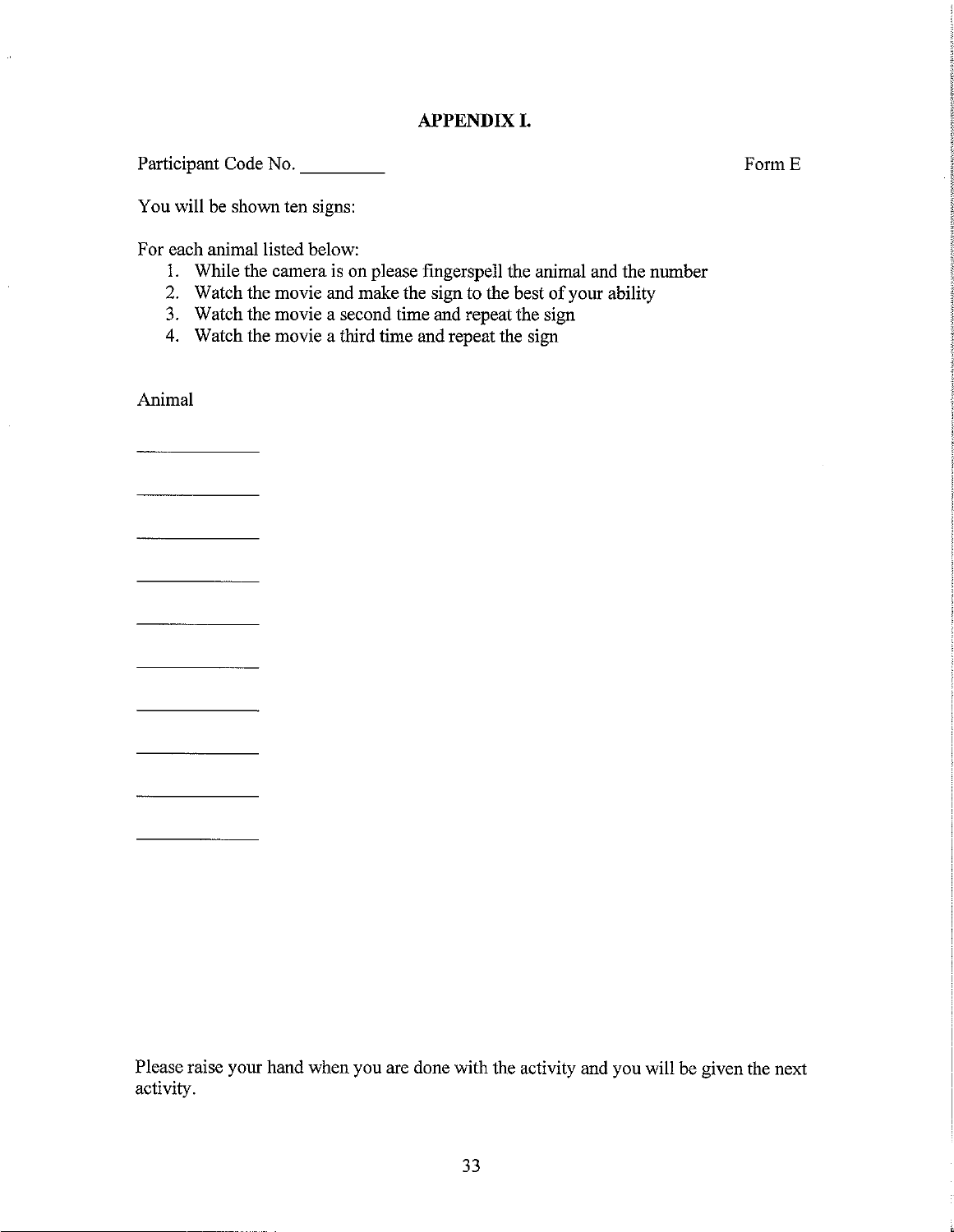## APPENDIX I.

Participant Code No. _________ Form E

You will be shown ten signs:

For each animal listed below:

1. While the camera is on please fingerspell the animal and the number
2. Watch the movie and make the sign to the best of your ability
3. Watch the movie a second time and repeat the sign
4. Watch the movie a third time and repeat the sign

Animal

_____________

_____________

_____________

_____________

_____________

_____________

_____________

_____________

_____________

_____________

Please raise your hand when you are done with the activity and you will be given the next activity.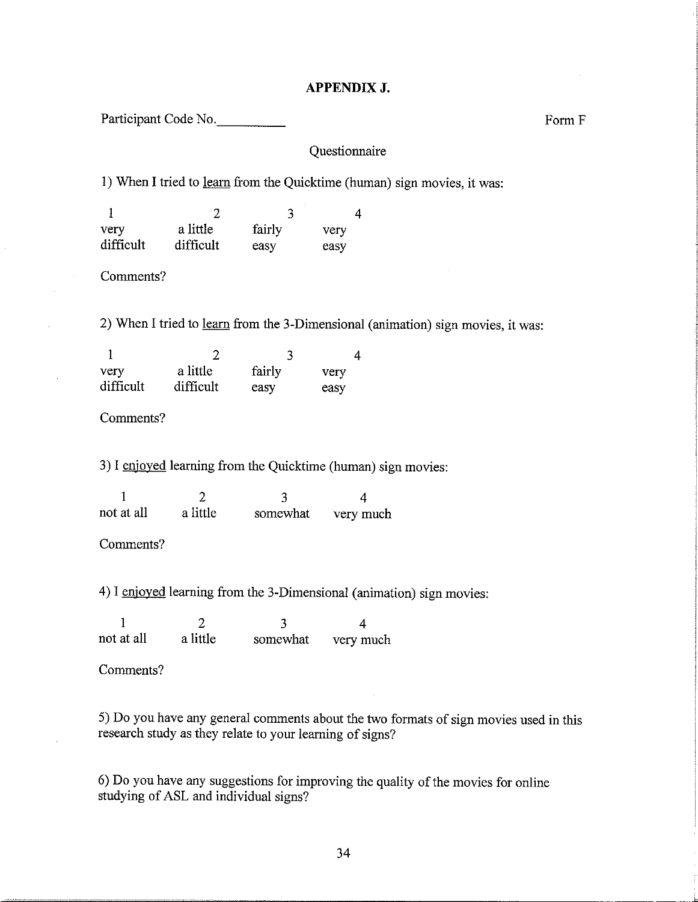# APPENDIX J.

Participant Code No.__________

Form F

Questionnaire

1) When I tried to <u>learn</u> from the Quicktime (human) sign movies, it was:

| 1 | 2 | 3 | 4 |
|---|---|---|---|
| very difficult | a little difficult | fairly easy | very easy |

Comments?

2) When I tried to <u>learn</u> from the 3-Dimensional (animation) sign movies, it was:

| 1 | 2 | 3 | 4 |
|---|---|---|---|
| very difficult | a little difficult | fairly easy | very easy |

Comments?

3) I <u>enjoyed</u> learning from the Quicktime (human) sign movies:

| 1 | 2 | 3 | 4 |
|---|---|---|---|
| not at all | a little | somewhat | very much |

Comments?

4) I <u>enjoyed</u> learning from the 3-Dimensional (animation) sign movies:

| 1 | 2 | 3 | 4 |
|---|---|---|---|
| not at all | a little | somewhat | very much |

Comments?

5) Do you have any general comments about the two formats of sign movies used in this research study as they relate to your learning of signs?

6) Do you have any suggestions for improving the quality of the movies for online studying of ASL and individual signs?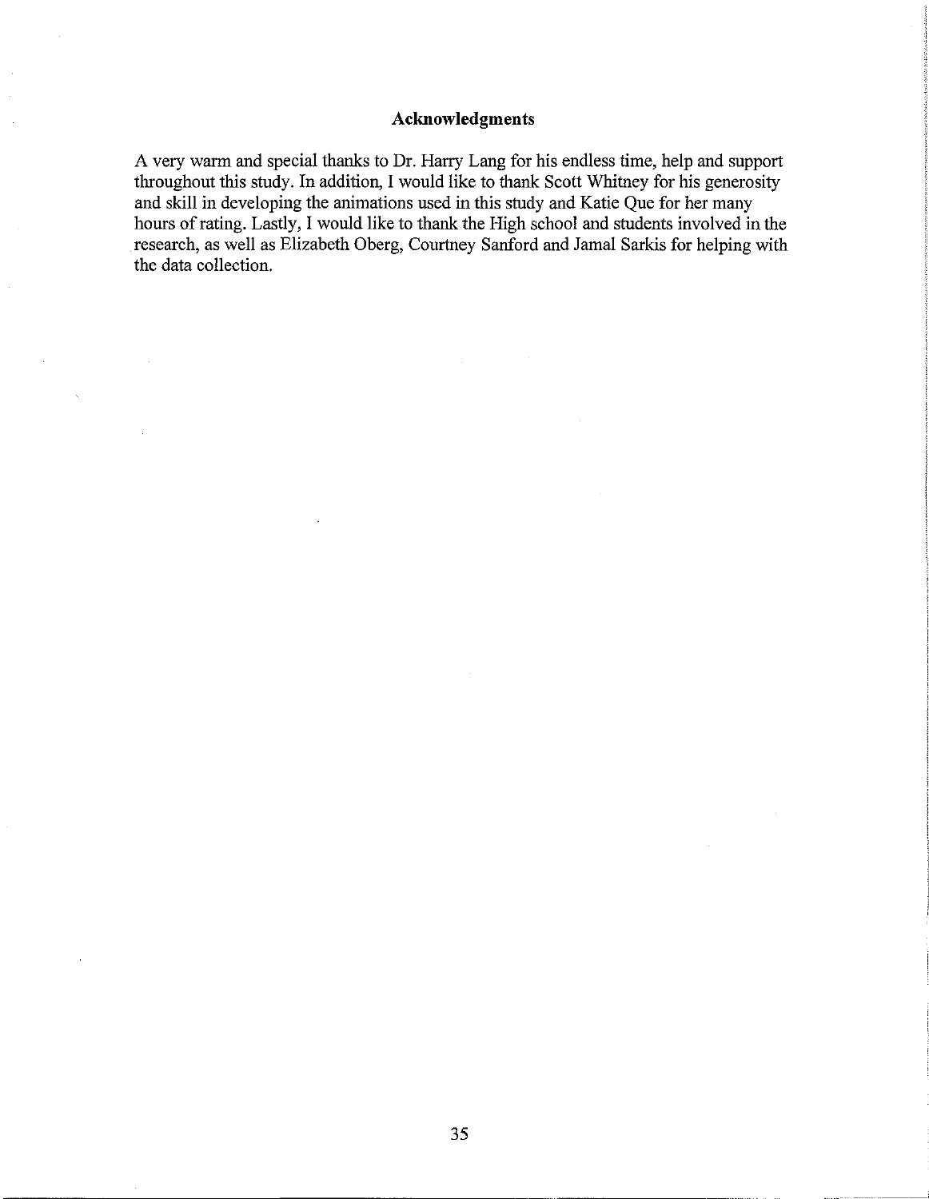## Acknowledgments

A very warm and special thanks to Dr. Harry Lang for his endless time, help and support throughout this study. In addition, I would like to thank Scott Whitney for his generosity and skill in developing the animations used in this study and Katie Que for her many hours of rating. Lastly, I would like to thank the High school and students involved in the research, as well as Elizabeth Oberg, Courtney Sanford and Jamal Sarkis for helping with the data collection.